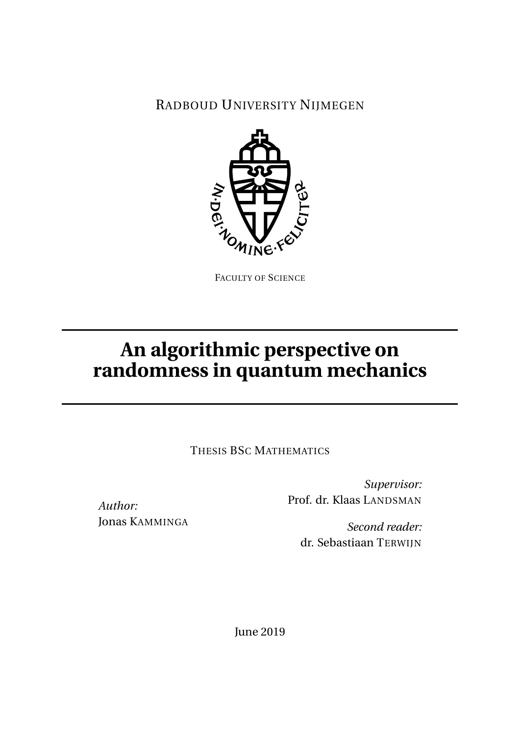RADBOUD UNIVERSITY NIJMEGEN

IN·DEI·NOMINE·FELICITER

FACULTY OF SCIENCE

# An algorithmic perspective on randomness in quantum mechanics

THESIS BSC MATHEMATICS

*Supervisor:*
Prof. dr. Klaas LANDSMAN

*Author:*
Jonas KAMMINGA

*Second reader:*
dr. Sebastiaan TERWIJN

June 2019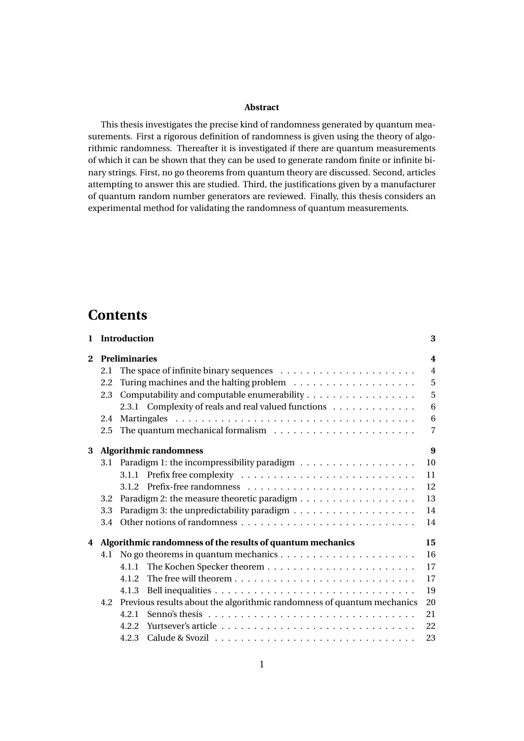**Abstract**

This thesis investigates the precise kind of randomness generated by quantum measurements. First a rigorous definition of randomness is given using the theory of algorithmic randomness. Thereafter it is investigated if there are quantum measurements of which it can be shown that they can be used to generate random finite or infinite binary strings. First, no go theorems from quantum theory are discussed. Second, articles attempting to answer this are studied. Third, the justifications given by a manufacturer of quantum random number generators are reviewed. Finally, this thesis considers an experimental method for validating the randomness of quantum measurements.

# Contents

- **1 Introduction** — 3
- **2 Preliminaries** — 4
  - 2.1 The space of infinite binary sequences — 4
  - 2.2 Turing machines and the halting problem — 5
  - 2.3 Computability and computable enumerability — 5
    - 2.3.1 Complexity of reals and real valued functions — 6
  - 2.4 Martingales — 6
  - 2.5 The quantum mechanical formalism — 7
- **3 Algorithmic randomness** — 9
  - 3.1 Paradigm 1: the incompressibility paradigm — 10
    - 3.1.1 Prefix free complexity — 11
    - 3.1.2 Prefix-free randomness — 12
  - 3.2 Paradigm 2: the measure theoretic paradigm — 13
  - 3.3 Paradigm 3: the unpredictability paradigm — 14
  - 3.4 Other notions of randomness — 14
- **4 Algorithmic randomness of the results of quantum mechanics** — 15
  - 4.1 No go theorems in quantum mechanics — 16
    - 4.1.1 The Kochen Specker theorem — 17
    - 4.1.2 The free will theorem — 17
    - 4.1.3 Bell inequalities — 19
  - 4.2 Previous results about the algorithmic randomness of quantum mechanics — 20
    - 4.2.1 Senno's thesis — 21
    - 4.2.2 Yurtsever's article — 22
    - 4.2.3 Calude & Svozil — 23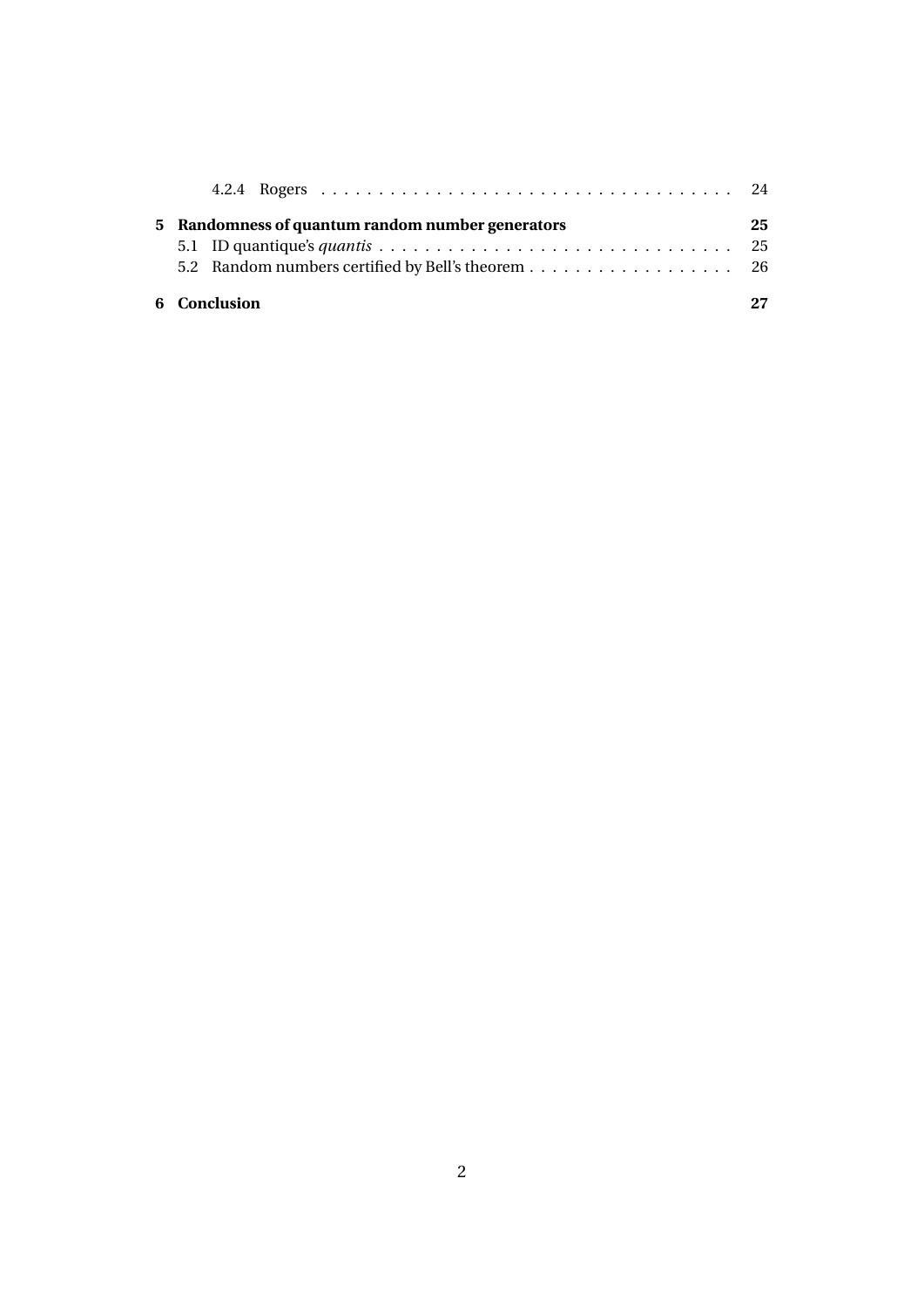4.2.4 Rogers . . . . . . . . . . . . . . . . . . . . . . . . . . . . . . . . . . . . 24

**5 Randomness of quantum random number generators** **25**

5.1 ID quantique's *quantis* . . . . . . . . . . . . . . . . . . . . . . . . . . . . . . . 25

5.2 Random numbers certified by Bell's theorem . . . . . . . . . . . . . . . . . . . 26

**6 Conclusion** **27**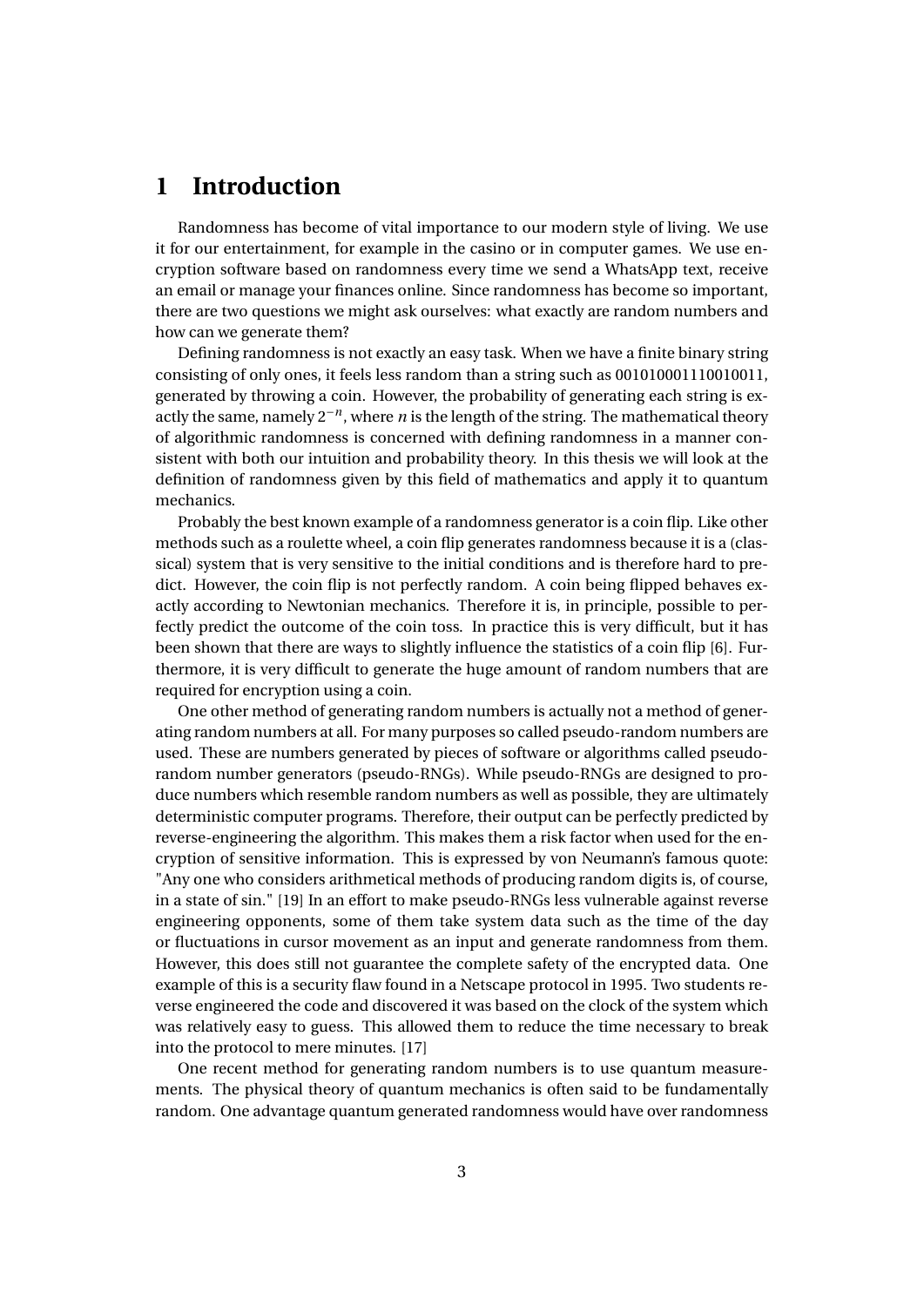# 1 Introduction

Randomness has become of vital importance to our modern style of living. We use it for our entertainment, for example in the casino or in computer games. We use encryption software based on randomness every time we send a WhatsApp text, receive an email or manage your finances online. Since randomness has become so important, there are two questions we might ask ourselves: what exactly are random numbers and how can we generate them?

Defining randomness is not exactly an easy task. When we have a finite binary string consisting of only ones, it feels less random than a string such as 001010001110010011, generated by throwing a coin. However, the probability of generating each string is exactly the same, namely $2^{-n}$, where $n$ is the length of the string. The mathematical theory of algorithmic randomness is concerned with defining randomness in a manner consistent with both our intuition and probability theory. In this thesis we will look at the definition of randomness given by this field of mathematics and apply it to quantum mechanics.

Probably the best known example of a randomness generator is a coin flip. Like other methods such as a roulette wheel, a coin flip generates randomness because it is a (classical) system that is very sensitive to the initial conditions and is therefore hard to predict. However, the coin flip is not perfectly random. A coin being flipped behaves exactly according to Newtonian mechanics. Therefore it is, in principle, possible to perfectly predict the outcome of the coin toss. In practice this is very difficult, but it has been shown that there are ways to slightly influence the statistics of a coin flip [6]. Furthermore, it is very difficult to generate the huge amount of random numbers that are required for encryption using a coin.

One other method of generating random numbers is actually not a method of generating random numbers at all. For many purposes so called pseudo-random numbers are used. These are numbers generated by pieces of software or algorithms called pseudo-random number generators (pseudo-RNGs). While pseudo-RNGs are designed to produce numbers which resemble random numbers as well as possible, they are ultimately deterministic computer programs. Therefore, their output can be perfectly predicted by reverse-engineering the algorithm. This makes them a risk factor when used for the encryption of sensitive information. This is expressed by von Neumann's famous quote: "Any one who considers arithmetical methods of producing random digits is, of course, in a state of sin." [19] In an effort to make pseudo-RNGs less vulnerable against reverse engineering opponents, some of them take system data such as the time of the day or fluctuations in cursor movement as an input and generate randomness from them. However, this does still not guarantee the complete safety of the encrypted data. One example of this is a security flaw found in a Netscape protocol in 1995. Two students reverse engineered the code and discovered it was based on the clock of the system which was relatively easy to guess. This allowed them to reduce the time necessary to break into the protocol to mere minutes. [17]

One recent method for generating random numbers is to use quantum measurements. The physical theory of quantum mechanics is often said to be fundamentally random. One advantage quantum generated randomness would have over randomness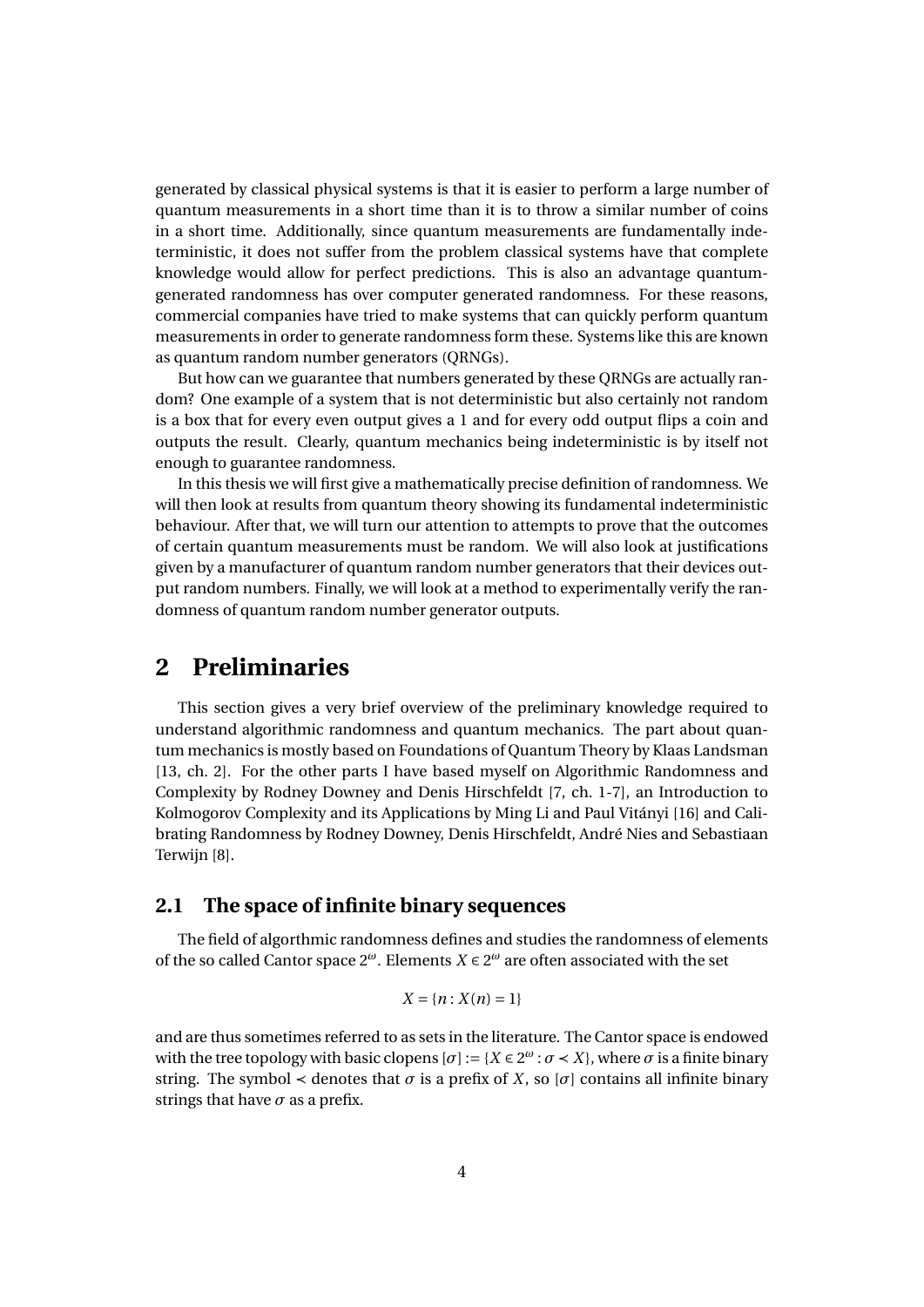generated by classical physical systems is that it is easier to perform a large number of quantum measurements in a short time than it is to throw a similar number of coins in a short time. Additionally, since quantum measurements are fundamentally indeterministic, it does not suffer from the problem classical systems have that complete knowledge would allow for perfect predictions. This is also an advantage quantum-generated randomness has over computer generated randomness. For these reasons, commercial companies have tried to make systems that can quickly perform quantum measurements in order to generate randomness form these. Systems like this are known as quantum random number generators (QRNGs).

But how can we guarantee that numbers generated by these QRNGs are actually random? One example of a system that is not deterministic but also certainly not random is a box that for every even output gives a 1 and for every odd output flips a coin and outputs the result. Clearly, quantum mechanics being indeterministic is by itself not enough to guarantee randomness.

In this thesis we will first give a mathematically precise definition of randomness. We will then look at results from quantum theory showing its fundamental indeterministic behaviour. After that, we will turn our attention to attempts to prove that the outcomes of certain quantum measurements must be random. We will also look at justifications given by a manufacturer of quantum random number generators that their devices output random numbers. Finally, we will look at a method to experimentally verify the randomness of quantum random number generator outputs.

# 2 Preliminaries

This section gives a very brief overview of the preliminary knowledge required to understand algorithmic randomness and quantum mechanics. The part about quantum mechanics is mostly based on Foundations of Quantum Theory by Klaas Landsman [13, ch. 2]. For the other parts I have based myself on Algorithmic Randomness and Complexity by Rodney Downey and Denis Hirschfeldt [7, ch. 1-7], an Introduction to Kolmogorov Complexity and its Applications by Ming Li and Paul Vitányi [16] and Calibrating Randomness by Rodney Downey, Denis Hirschfeldt, André Nies and Sebastiaan Terwijn [8].

## 2.1 The space of infinite binary sequences

The field of algorthmic randomness defines and studies the randomness of elements of the so called Cantor space $2^\omega$. Elements $X \in 2^\omega$ are often associated with the set

$$X = \{n : X(n) = 1\}$$

and are thus sometimes referred to as sets in the literature. The Cantor space is endowed with the tree topology with basic clopens $[\sigma] := \{X \in 2^\omega : \sigma \prec X\}$, where $\sigma$ is a finite binary string. The symbol $\prec$ denotes that $\sigma$ is a prefix of $X$, so $[\sigma]$ contains all infinite binary strings that have $\sigma$ as a prefix.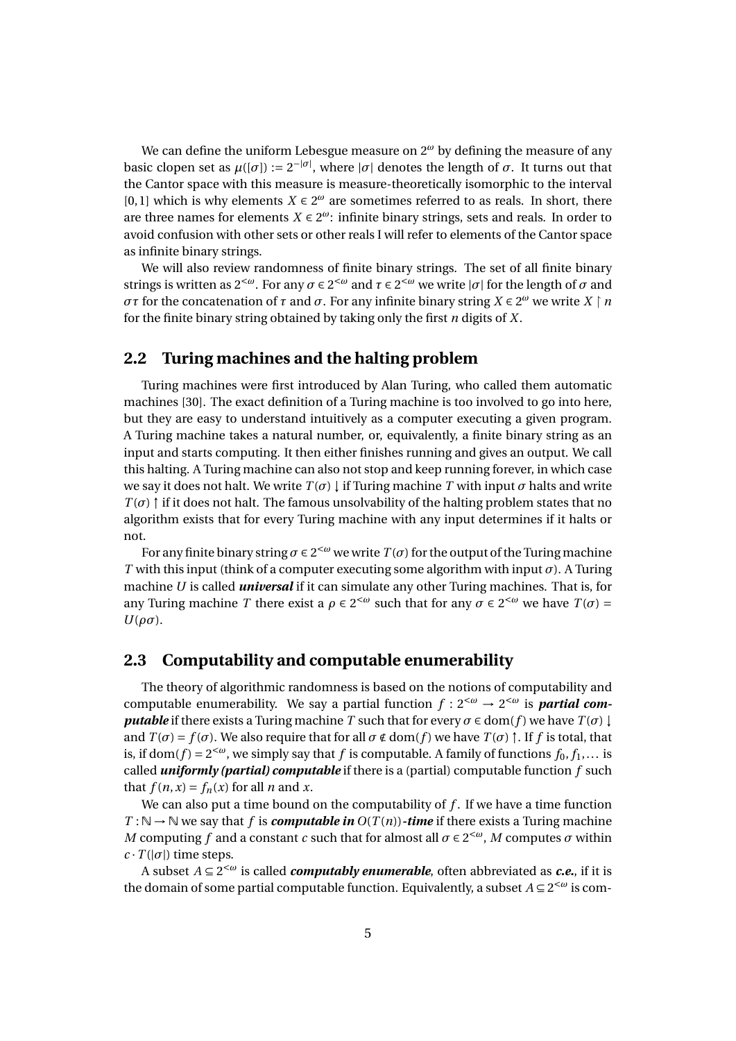We can define the uniform Lebesgue measure on $2^\omega$ by defining the measure of any basic clopen set as $\mu([\sigma]) := 2^{-|\sigma|}$, where $|\sigma|$ denotes the length of $\sigma$. It turns out that the Cantor space with this measure is measure-theoretically isomorphic to the interval $[0,1]$ which is why elements $X \in 2^\omega$ are sometimes referred to as reals. In short, there are three names for elements $X \in 2^\omega$: infinite binary strings, sets and reals. In order to avoid confusion with other sets or other reals I will refer to elements of the Cantor space as infinite binary strings.

We will also review randomness of finite binary strings. The set of all finite binary strings is written as $2^{<\omega}$. For any $\sigma \in 2^{<\omega}$ and $\tau \in 2^{<\omega}$ we write $|\sigma|$ for the length of $\sigma$ and $\sigma\tau$ for the concatenation of $\tau$ and $\sigma$. For any infinite binary string $X \in 2^\omega$ we write $X \upharpoonright n$ for the finite binary string obtained by taking only the first $n$ digits of $X$.

## 2.2 Turing machines and the halting problem

Turing machines were first introduced by Alan Turing, who called them automatic machines [30]. The exact definition of a Turing machine is too involved to go into here, but they are easy to understand intuitively as a computer executing a given program. A Turing machine takes a natural number, or, equivalently, a finite binary string as an input and starts computing. It then either finishes running and gives an output. We call this halting. A Turing machine can also not stop and keep running forever, in which case we say it does not halt. We write $T(\sigma)\downarrow$ if Turing machine $T$ with input $\sigma$ halts and write $T(\sigma)\uparrow$ if it does not halt. The famous unsolvability of the halting problem states that no algorithm exists that for every Turing machine with any input determines if it halts or not.

For any finite binary string $\sigma \in 2^{<\omega}$ we write $T(\sigma)$ for the output of the Turing machine $T$ with this input (think of a computer executing some algorithm with input $\sigma$). A Turing machine $U$ is called ***universal*** if it can simulate any other Turing machines. That is, for any Turing machine $T$ there exist a $\rho \in 2^{<\omega}$ such that for any $\sigma \in 2^{<\omega}$ we have $T(\sigma) = U(\rho\sigma)$.

## 2.3 Computability and computable enumerability

The theory of algorithmic randomness is based on the notions of computability and computable enumerability. We say a partial function $f : 2^{<\omega} \to 2^{<\omega}$ is ***partial computable*** if there exists a Turing machine $T$ such that for every $\sigma \in \mathrm{dom}(f)$ we have $T(\sigma)\downarrow$ and $T(\sigma) = f(\sigma)$. We also require that for all $\sigma \notin \mathrm{dom}(f)$ we have $T(\sigma)\uparrow$. If $f$ is total, that is, if $\mathrm{dom}(f) = 2^{<\omega}$, we simply say that $f$ is computable. A family of functions $f_0, f_1, \ldots$ is called ***uniformly (partial) computable*** if there is a (partial) computable function $f$ such that $f(n, x) = f_n(x)$ for all $n$ and $x$.

We can also put a time bound on the computability of $f$. If we have a time function $T : \mathbb{N} \to \mathbb{N}$ we say that $f$ is ***computable in $O(T(n))$-time*** if there exists a Turing machine $M$ computing $f$ and a constant $c$ such that for almost all $\sigma \in 2^{<\omega}$, $M$ computes $\sigma$ within $c \cdot T(|\sigma|)$ time steps.

A subset $A \subseteq 2^{<\omega}$ is called ***computably enumerable***, often abbreviated as ***c.e.***, if it is the domain of some partial computable function. Equivalently, a subset $A \subseteq 2^{<\omega}$ is com-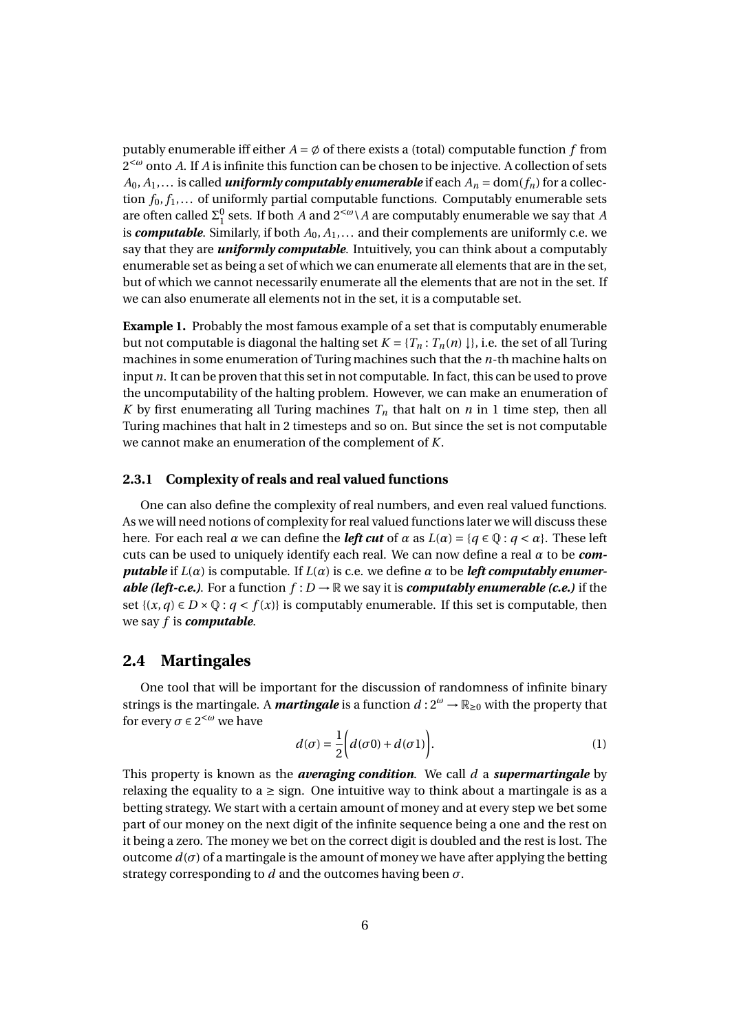putably enumerable iff either $A = \emptyset$ of there exists a (total) computable function $f$ from $2^{<\omega}$ onto $A$. If $A$ is infinite this function can be chosen to be injective. A collection of sets $A_0, A_1, \ldots$ is called ***uniformly computably enumerable*** if each $A_n = \text{dom}(f_n)$ for a collection $f_0, f_1, \ldots$ of uniformly partial computable functions. Computably enumerable sets are often called $\Sigma_1^0$ sets. If both $A$ and $2^{<\omega} \setminus A$ are computably enumerable we say that $A$ is ***computable***. Similarly, if both $A_0, A_1, \ldots$ and their complements are uniformly c.e. we say that they are ***uniformly computable***. Intuitively, you can think about a computably enumerable set as being a set of which we can enumerate all elements that are in the set, but of which we cannot necessarily enumerate all the elements that are not in the set. If we can also enumerate all elements not in the set, it is a computable set.

**Example 1.** Probably the most famous example of a set that is computably enumerable but not computable is diagonal the halting set $K = \{T_n : T_n(n) \downarrow\}$, i.e. the set of all Turing machines in some enumeration of Turing machines such that the $n$-th machine halts on input $n$. It can be proven that this set in not computable. In fact, this can be used to prove the uncomputability of the halting problem. However, we can make an enumeration of $K$ by first enumerating all Turing machines $T_n$ that halt on $n$ in 1 time step, then all Turing machines that halt in 2 timesteps and so on. But since the set is not computable we cannot make an enumeration of the complement of $K$.

### 2.3.1 Complexity of reals and real valued functions

One can also define the complexity of real numbers, and even real valued functions. As we will need notions of complexity for real valued functions later we will discuss these here. For each real $\alpha$ we can define the ***left cut*** of $\alpha$ as $L(\alpha) = \{q \in \mathbb{Q} : q < \alpha\}$. These left cuts can be used to uniquely identify each real. We can now define a real $\alpha$ to be ***computable*** if $L(\alpha)$ is computable. If $L(\alpha)$ is c.e. we define $\alpha$ to be ***left computably enumerable (left-c.e.)***. For a function $f : D \to \mathbb{R}$ we say it is ***computably enumerable (c.e.)*** if the set $\{(x, q) \in D \times \mathbb{Q} : q < f(x)\}$ is computably enumerable. If this set is computable, then we say $f$ is ***computable***.

## 2.4 Martingales

One tool that will be important for the discussion of randomness of infinite binary strings is the martingale. A ***martingale*** is a function $d : 2^{\omega} \to \mathbb{R}_{\geq 0}$ with the property that for every $\sigma \in 2^{<\omega}$ we have

$$d(\sigma) = \frac{1}{2}\bigg(d(\sigma 0) + d(\sigma 1)\bigg). \tag{1}$$

This property is known as the ***averaging condition***. We call $d$ a ***supermartingale*** by relaxing the equality to a $\geq$ sign. One intuitive way to think about a martingale is as a betting strategy. We start with a certain amount of money and at every step we bet some part of our money on the next digit of the infinite sequence being a one and the rest on it being a zero. The money we bet on the correct digit is doubled and the rest is lost. The outcome $d(\sigma)$ of a martingale is the amount of money we have after applying the betting strategy corresponding to $d$ and the outcomes having been $\sigma$.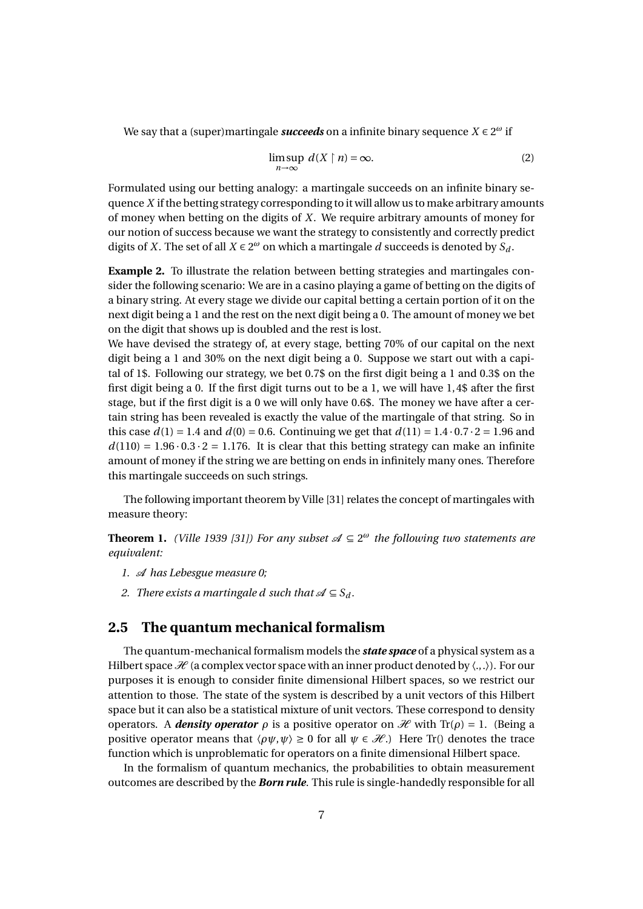We say that a (super)martingale ***succeeds*** on a infinite binary sequence $X \in 2^\omega$ if

$$\limsup_{n\to\infty} d(X \upharpoonright n) = \infty. \tag{2}$$

Formulated using our betting analogy: a martingale succeeds on an infinite binary sequence $X$ if the betting strategy corresponding to it will allow us to make arbitrary amounts of money when betting on the digits of $X$. We require arbitrary amounts of money for our notion of success because we want the strategy to consistently and correctly predict digits of $X$. The set of all $X \in 2^\omega$ on which a martingale $d$ succeeds is denoted by $S_d$.

**Example 2.** To illustrate the relation between betting strategies and martingales consider the following scenario: We are in a casino playing a game of betting on the digits of a binary string. At every stage we divide our capital betting a certain portion of it on the next digit being a 1 and the rest on the next digit being a 0. The amount of money we bet on the digit that shows up is doubled and the rest is lost.
We have devised the strategy of, at every stage, betting 70% of our capital on the next digit being a 1 and 30% on the next digit being a 0. Suppose we start out with a capital of 1\$. Following our strategy, we bet 0.7\$ on the first digit being a 1 and 0.3\$ on the first digit being a 0. If the first digit turns out to be a 1, we will have 1,4\$ after the first stage, but if the first digit is a 0 we will only have 0.6\$. The money we have after a certain string has been revealed is exactly the value of the martingale of that string. So in this case $d(1) = 1.4$ and $d(0) = 0.6$. Continuing we get that $d(11) = 1.4 \cdot 0.7 \cdot 2 = 1.96$ and $d(110) = 1.96 \cdot 0.3 \cdot 2 = 1.176$. It is clear that this betting strategy can make an infinite amount of money if the string we are betting on ends in infinitely many ones. Therefore this martingale succeeds on such strings.

The following important theorem by Ville [31] relates the concept of martingales with measure theory:

**Theorem 1.** *(Ville 1939 [31]) For any subset $\mathscr{A} \subseteq 2^\omega$ the following two statements are equivalent:*

1. *$\mathscr{A}$ has Lebesgue measure 0;*
2. *There exists a martingale $d$ such that $\mathscr{A} \subseteq S_d$.*

## 2.5 The quantum mechanical formalism

The quantum-mechanical formalism models the ***state space*** of a physical system as a Hilbert space $\mathscr{H}$ (a complex vector space with an inner product denoted by $\langle .,. \rangle$). For our purposes it is enough to consider finite dimensional Hilbert spaces, so we restrict our attention to those. The state of the system is described by a unit vectors of this Hilbert space but it can also be a statistical mixture of unit vectors. These correspond to density operators. A ***density operator*** $\rho$ is a positive operator on $\mathscr{H}$ with $\mathrm{Tr}(\rho) = 1$. (Being a positive operator means that $\langle \rho\psi, \psi \rangle \geq 0$ for all $\psi \in \mathscr{H}$.) Here Tr() denotes the trace function which is unproblematic for operators on a finite dimensional Hilbert space.

In the formalism of quantum mechanics, the probabilities to obtain measurement outcomes are described by the ***Born rule***. This rule is single-handedly responsible for all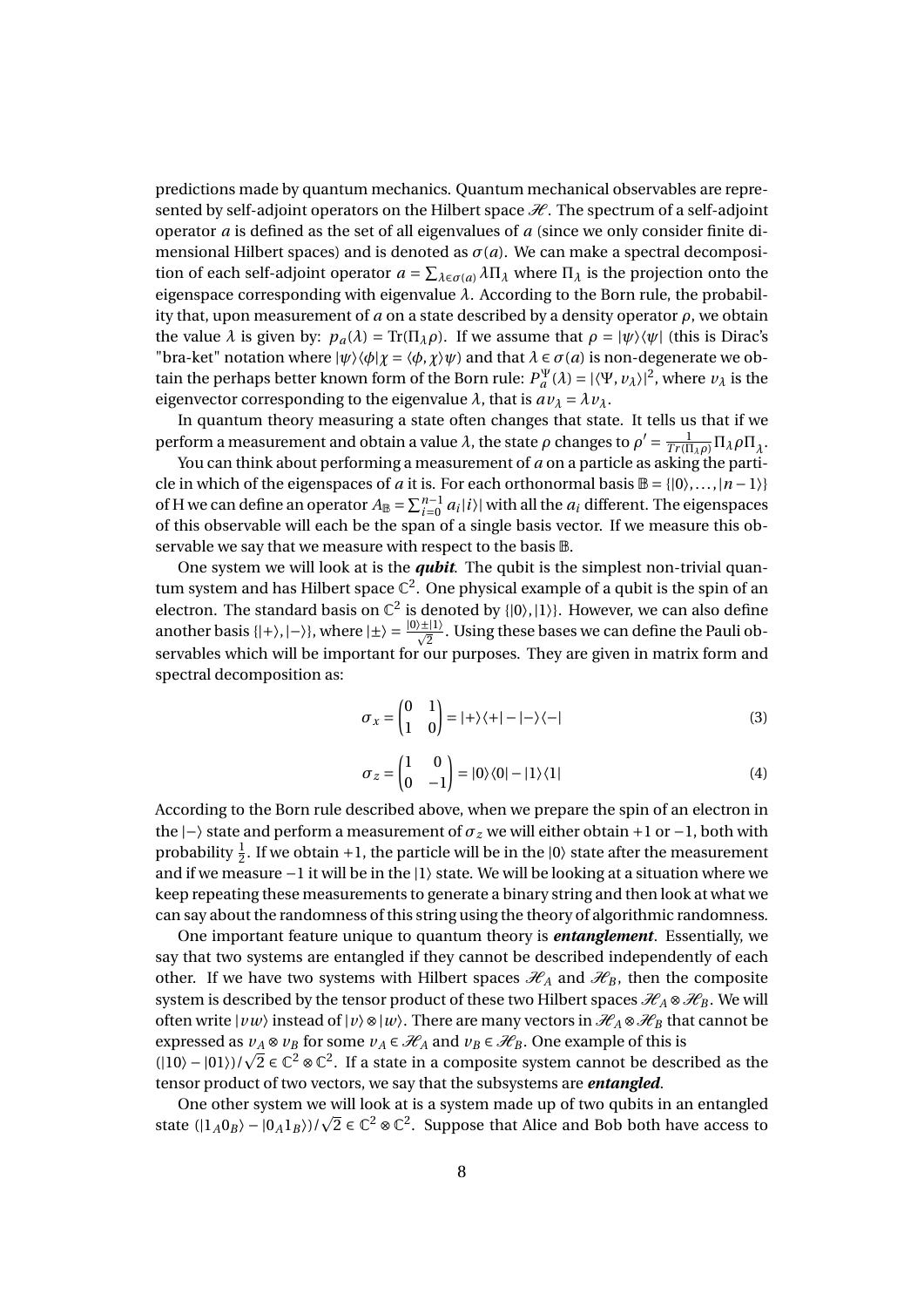predictions made by quantum mechanics. Quantum mechanical observables are represented by self-adjoint operators on the Hilbert space $\mathcal{H}$. The spectrum of a self-adjoint operator $a$ is defined as the set of all eigenvalues of $a$ (since we only consider finite dimensional Hilbert spaces) and is denoted as $\sigma(a)$. We can make a spectral decomposition of each self-adjoint operator $a = \sum_{\lambda \in \sigma(a)} \lambda \Pi_\lambda$ where $\Pi_\lambda$ is the projection onto the eigenspace corresponding with eigenvalue $\lambda$. According to the Born rule, the probability that, upon measurement of $a$ on a state described by a density operator $\rho$, we obtain the value $\lambda$ is given by: $p_a(\lambda) = \mathrm{Tr}(\Pi_\lambda \rho)$. If we assume that $\rho = |\psi\rangle\langle\psi|$ (this is Dirac's "bra-ket" notation where $|\psi\rangle\langle\phi|\chi = \langle\phi,\chi\rangle\psi$) and that $\lambda \in \sigma(a)$ is non-degenerate we obtain the perhaps better known form of the Born rule: $P_a^\Psi(\lambda) = |\langle\Psi, v_\lambda\rangle|^2$, where $v_\lambda$ is the eigenvector corresponding to the eigenvalue $\lambda$, that is $av_\lambda = \lambda v_\lambda$.

In quantum theory measuring a state often changes that state. It tells us that if we perform a measurement and obtain a value $\lambda$, the state $\rho$ changes to $\rho' = \frac{1}{Tr(\Pi_\lambda \rho)} \Pi_\lambda \rho \Pi_\lambda$.

You can think about performing a measurement of $a$ on a particle as asking the particle in which of the eigenspaces of $a$ it is. For each orthonormal basis $\mathbb{B} = \{|0\rangle, \ldots, |n-1\rangle\}$ of H we can define an operator $A_\mathbb{B} = \sum_{i=0}^{n-1} a_i |i\rangle$ with all the $a_i$ different. The eigenspaces of this observable will each be the span of a single basis vector. If we measure this observable we say that we measure with respect to the basis $\mathbb{B}$.

One system we will look at is the ***qubit***. The qubit is the simplest non-trivial quantum system and has Hilbert space $\mathbb{C}^2$. One physical example of a qubit is the spin of an electron. The standard basis on $\mathbb{C}^2$ is denoted by $\{|0\rangle, |1\rangle\}$. However, we can also define another basis $\{|+\rangle, |-\rangle\}$, where $|\pm\rangle = \frac{|0\rangle \pm |1\rangle}{\sqrt{2}}$. Using these bases we can define the Pauli observables which will be important for our purposes. They are given in matrix form and spectral decomposition as:

$$\sigma_x = \begin{pmatrix} 0 & 1 \\ 1 & 0 \end{pmatrix} = |+\rangle\langle+| - |-\rangle\langle-| \tag{3}$$

$$\sigma_z = \begin{pmatrix} 1 & 0 \\ 0 & -1 \end{pmatrix} = |0\rangle\langle 0| - |1\rangle\langle 1| \tag{4}$$

According to the Born rule described above, when we prepare the spin of an electron in the $|-\rangle$ state and perform a measurement of $\sigma_z$ we will either obtain $+1$ or $-1$, both with probability $\frac{1}{2}$. If we obtain $+1$, the particle will be in the $|0\rangle$ state after the measurement and if we measure $-1$ it will be in the $|1\rangle$ state. We will be looking at a situation where we keep repeating these measurements to generate a binary string and then look at what we can say about the randomness of this string using the theory of algorithmic randomness.

One important feature unique to quantum theory is ***entanglement***. Essentially, we say that two systems are entangled if they cannot be described independently of each other. If we have two systems with Hilbert spaces $\mathcal{H}_A$ and $\mathcal{H}_B$, then the composite system is described by the tensor product of these two Hilbert spaces $\mathcal{H}_A \otimes \mathcal{H}_B$. We will often write $|vw\rangle$ instead of $|v\rangle \otimes |w\rangle$. There are many vectors in $\mathcal{H}_A \otimes \mathcal{H}_B$ that cannot be expressed as $v_A \otimes v_B$ for some $v_A \in \mathcal{H}_A$ and $v_B \in \mathcal{H}_B$. One example of this is $(|10\rangle - |01\rangle)/\sqrt{2} \in \mathbb{C}^2 \otimes \mathbb{C}^2$. If a state in a composite system cannot be described as the tensor product of two vectors, we say that the subsystems are ***entangled***.

One other system we will look at is a system made up of two qubits in an entangled state $(|1_A 0_B\rangle - |0_A 1_B\rangle)/\sqrt{2} \in \mathbb{C}^2 \otimes \mathbb{C}^2$. Suppose that Alice and Bob both have access to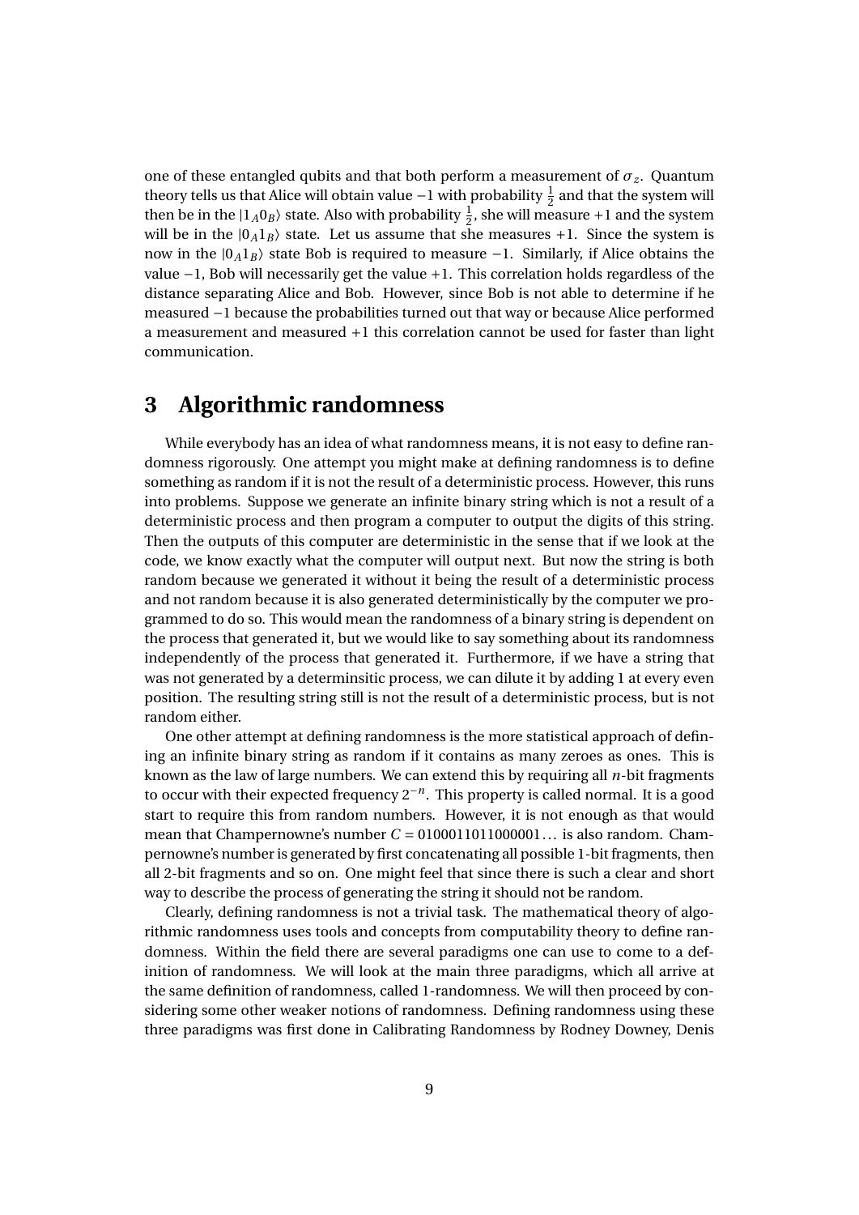one of these entangled qubits and that both perform a measurement of $\sigma_z$. Quantum theory tells us that Alice will obtain value $-1$ with probability $\frac{1}{2}$ and that the system will then be in the $|1_A 0_B\rangle$ state. Also with probability $\frac{1}{2}$, she will measure $+1$ and the system will be in the $|0_A 1_B\rangle$ state. Let us assume that she measures $+1$. Since the system is now in the $|0_A 1_B\rangle$ state Bob is required to measure $-1$. Similarly, if Alice obtains the value $-1$, Bob will necessarily get the value $+1$. This correlation holds regardless of the distance separating Alice and Bob. However, since Bob is not able to determine if he measured $-1$ because the probabilities turned out that way or because Alice performed a measurement and measured $+1$ this correlation cannot be used for faster than light communication.

# 3 Algorithmic randomness

While everybody has an idea of what randomness means, it is not easy to define randomness rigorously. One attempt you might make at defining randomness is to define something as random if it is not the result of a deterministic process. However, this runs into problems. Suppose we generate an infinite binary string which is not a result of a deterministic process and then program a computer to output the digits of this string. Then the outputs of this computer are deterministic in the sense that if we look at the code, we know exactly what the computer will output next. But now the string is both random because we generated it without it being the result of a deterministic process and not random because it is also generated deterministically by the computer we programmed to do so. This would mean the randomness of a binary string is dependent on the process that generated it, but we would like to say something about its randomness independently of the process that generated it. Furthermore, if we have a string that was not generated by a determinsitic process, we can dilute it by adding 1 at every even position. The resulting string still is not the result of a deterministic process, but is not random either.

One other attempt at defining randomness is the more statistical approach of defining an infinite binary string as random if it contains as many zeroes as ones. This is known as the law of large numbers. We can extend this by requiring all $n$-bit fragments to occur with their expected frequency $2^{-n}$. This property is called normal. It is a good start to require this from random numbers. However, it is not enough as that would mean that Champernowne's number $C = 0100011011000001\ldots$ is also random. Champernowne's number is generated by first concatenating all possible 1-bit fragments, then all 2-bit fragments and so on. One might feel that since there is such a clear and short way to describe the process of generating the string it should not be random.

Clearly, defining randomness is not a trivial task. The mathematical theory of algorithmic randomness uses tools and concepts from computability theory to define randomness. Within the field there are several paradigms one can use to come to a definition of randomness. We will look at the main three paradigms, which all arrive at the same definition of randomness, called 1-randomness. We will then proceed by considering some other weaker notions of randomness. Defining randomness using these three paradigms was first done in Calibrating Randomness by Rodney Downey, Denis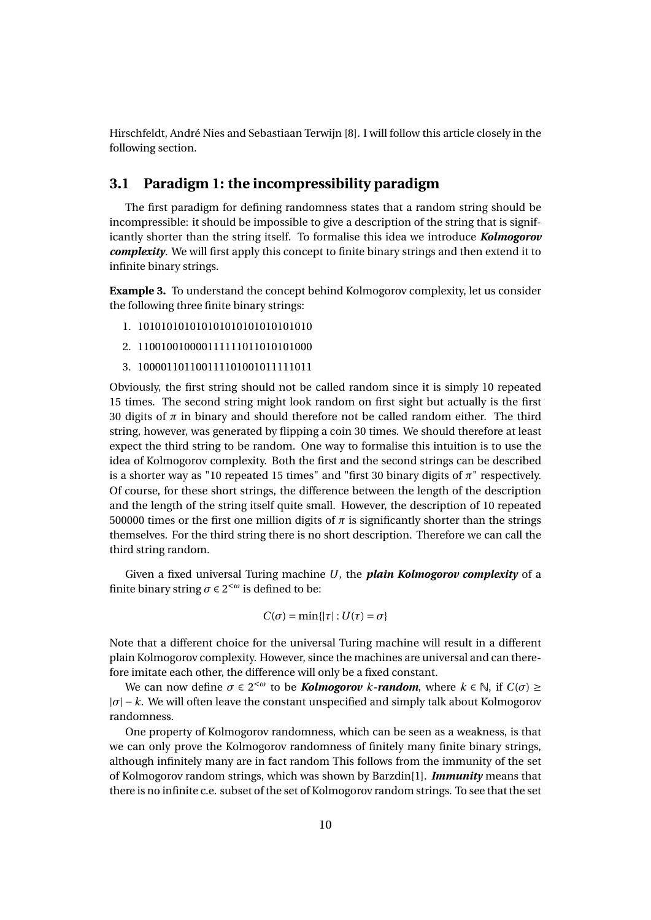Hirschfeldt, André Nies and Sebastiaan Terwijn [8]. I will follow this article closely in the following section.

## 3.1 Paradigm 1: the incompressibility paradigm

The first paradigm for defining randomness states that a random string should be incompressible: it should be impossible to give a description of the string that is significantly shorter than the string itself. To formalise this idea we introduce ***Kolmogorov complexity***. We will first apply this concept to finite binary strings and then extend it to infinite binary strings.

**Example 3.** To understand the concept behind Kolmogorov complexity, let us consider the following three finite binary strings:

1. 101010101010101010101010101010
2. 110010010000111111011010101000
3. 100001101100111101001011111011

Obviously, the first string should not be called random since it is simply 10 repeated 15 times. The second string might look random on first sight but actually is the first 30 digits of $\pi$ in binary and should therefore not be called random either. The third string, however, was generated by flipping a coin 30 times. We should therefore at least expect the third string to be random. One way to formalise this intuition is to use the idea of Kolmogorov complexity. Both the first and the second strings can be described is a shorter way as "10 repeated 15 times" and "first 30 binary digits of $\pi$" respectively. Of course, for these short strings, the difference between the length of the description and the length of the string itself quite small. However, the description of 10 repeated 500000 times or the first one million digits of $\pi$ is significantly shorter than the strings themselves. For the third string there is no short description. Therefore we can call the third string random.

Given a fixed universal Turing machine $U$, the ***plain Kolmogorov complexity*** of a finite binary string $\sigma \in 2^{<\omega}$ is defined to be:

$$C(\sigma) = \min\{|\tau| : U(\tau) = \sigma\}$$

Note that a different choice for the universal Turing machine will result in a different plain Kolmogorov complexity. However, since the machines are universal and can therefore imitate each other, the difference will only be a fixed constant.

We can now define $\sigma \in 2^{<\omega}$ to be ***Kolmogorov*** $k$***-random***, where $k \in \mathbb{N}$, if $C(\sigma) \geq |\sigma| - k$. We will often leave the constant unspecified and simply talk about Kolmogorov randomness.

One property of Kolmogorov randomness, which can be seen as a weakness, is that we can only prove the Kolmogorov randomness of finitely many finite binary strings, although infinitely many are in fact random This follows from the immunity of the set of Kolmogorov random strings, which was shown by Barzdin[1]. ***Immunity*** means that there is no infinite c.e. subset of the set of Kolmogorov random strings. To see that the set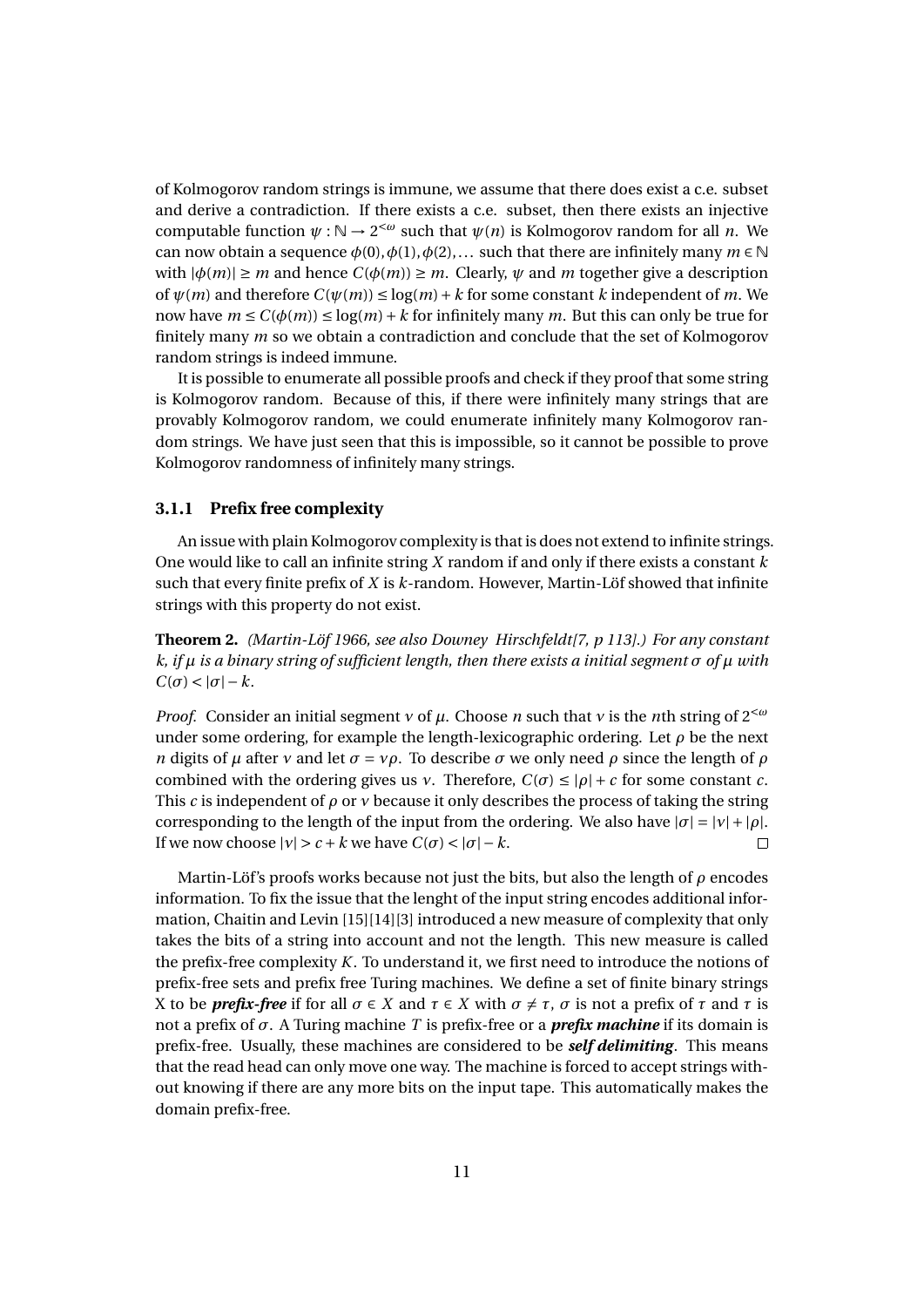of Kolmogorov random strings is immune, we assume that there does exist a c.e. subset and derive a contradiction. If there exists a c.e. subset, then there exists an injective computable function $\psi : \mathbb{N} \to 2^{<\omega}$ such that $\psi(n)$ is Kolmogorov random for all $n$. We can now obtain a sequence $\phi(0), \phi(1), \phi(2), \ldots$ such that there are infinitely many $m \in \mathbb{N}$ with $|\phi(m)| \geq m$ and hence $C(\phi(m)) \geq m$. Clearly, $\psi$ and $m$ together give a description of $\psi(m)$ and therefore $C(\psi(m)) \leq \log(m) + k$ for some constant $k$ independent of $m$. We now have $m \leq C(\phi(m)) \leq \log(m) + k$ for infinitely many $m$. But this can only be true for finitely many $m$ so we obtain a contradiction and conclude that the set of Kolmogorov random strings is indeed immune.

It is possible to enumerate all possible proofs and check if they proof that some string is Kolmogorov random. Because of this, if there were infinitely many strings that are provably Kolmogorov random, we could enumerate infinitely many Kolmogorov random strings. We have just seen that this is impossible, so it cannot be possible to prove Kolmogorov randomness of infinitely many strings.

### 3.1.1 Prefix free complexity

An issue with plain Kolmogorov complexity is that is does not extend to infinite strings. One would like to call an infinite string $X$ random if and only if there exists a constant $k$ such that every finite prefix of $X$ is $k$-random. However, Martin-Löf showed that infinite strings with this property do not exist.

**Theorem 2.** *(Martin-Löf 1966, see also Downey Hirschfeldt[7, p 113].) For any constant $k$, if $\mu$ is a binary string of sufficient length, then there exists a initial segment $\sigma$ of $\mu$ with $C(\sigma) < |\sigma| - k$.*

*Proof.* Consider an initial segment $\nu$ of $\mu$. Choose $n$ such that $\nu$ is the $n$th string of $2^{<\omega}$ under some ordering, for example the length-lexicographic ordering. Let $\rho$ be the next $n$ digits of $\mu$ after $\nu$ and let $\sigma = \nu\rho$. To describe $\sigma$ we only need $\rho$ since the length of $\rho$ combined with the ordering gives us $\nu$. Therefore, $C(\sigma) \leq |\rho| + c$ for some constant $c$. This $c$ is independent of $\rho$ or $\nu$ because it only describes the process of taking the string corresponding to the length of the input from the ordering. We also have $|\sigma| = |\nu| + |\rho|$. If we now choose $|\nu| > c + k$ we have $C(\sigma) < |\sigma| - k$. □

Martin-Löf's proofs works because not just the bits, but also the length of $\rho$ encodes information. To fix the issue that the lenght of the input string encodes additional information, Chaitin and Levin [15][14][3] introduced a new measure of complexity that only takes the bits of a string into account and not the length. This new measure is called the prefix-free complexity $K$. To understand it, we first need to introduce the notions of prefix-free sets and prefix free Turing machines. We define a set of finite binary strings X to be ***prefix-free*** if for all $\sigma \in X$ and $\tau \in X$ with $\sigma \neq \tau$, $\sigma$ is not a prefix of $\tau$ and $\tau$ is not a prefix of $\sigma$. A Turing machine $T$ is prefix-free or a ***prefix machine*** if its domain is prefix-free. Usually, these machines are considered to be ***self delimiting***. This means that the read head can only move one way. The machine is forced to accept strings without knowing if there are any more bits on the input tape. This automatically makes the domain prefix-free.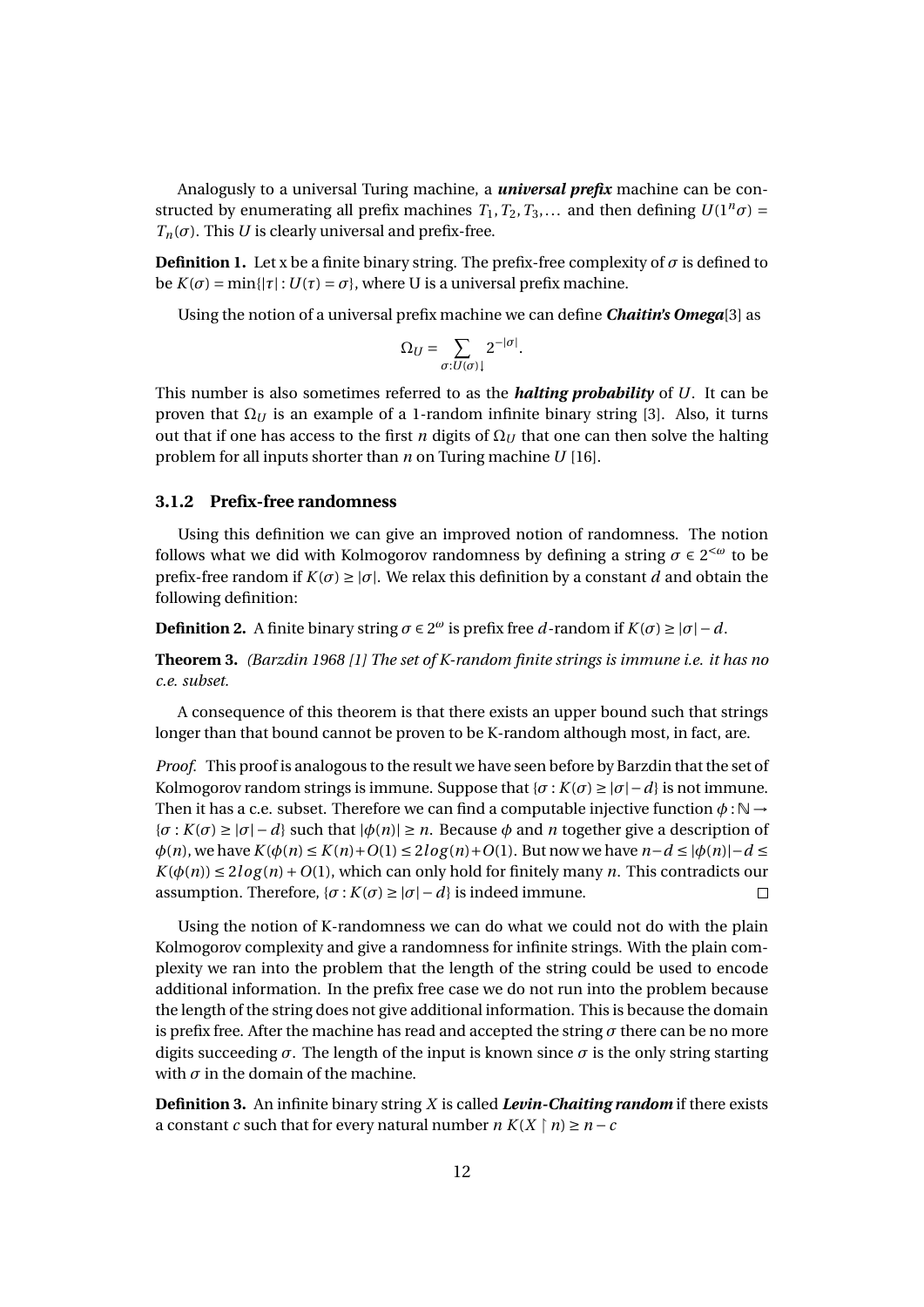Analogusly to a universal Turing machine, a ***universal prefix*** machine can be constructed by enumerating all prefix machines $T_1, T_2, T_3, \ldots$ and then defining $U(1^n\sigma) = T_n(\sigma)$. This $U$ is clearly universal and prefix-free.

**Definition 1.** Let x be a finite binary string. The prefix-free complexity of $\sigma$ is defined to be $K(\sigma) = \min\{|\tau| : U(\tau) = \sigma\}$, where U is a universal prefix machine.

Using the notion of a universal prefix machine we can define ***Chaitin's Omega***[3] as

$$\Omega_U = \sum_{\sigma : U(\sigma)\downarrow} 2^{-|\sigma|}.$$

This number is also sometimes referred to as the ***halting probability*** of $U$. It can be proven that $\Omega_U$ is an example of a 1-random infinite binary string [3]. Also, it turns out that if one has access to the first $n$ digits of $\Omega_U$ that one can then solve the halting problem for all inputs shorter than $n$ on Turing machine $U$ [16].

### 3.1.2 Prefix-free randomness

Using this definition we can give an improved notion of randomness. The notion follows what we did with Kolmogorov randomness by defining a string $\sigma \in 2^{<\omega}$ to be prefix-free random if $K(\sigma) \geq |\sigma|$. We relax this definition by a constant $d$ and obtain the following definition:

**Definition 2.** A finite binary string $\sigma \in 2^{\omega}$ is prefix free $d$-random if $K(\sigma) \geq |\sigma| - d$.

**Theorem 3.** *(Barzdin 1968 [1] The set of K-random finite strings is immune i.e. it has no c.e. subset.*

A consequence of this theorem is that there exists an upper bound such that strings longer than that bound cannot be proven to be K-random although most, in fact, are.

*Proof.* This proof is analogous to the result we have seen before by Barzdin that the set of Kolmogorov random strings is immune. Suppose that $\{\sigma : K(\sigma) \geq |\sigma| - d\}$ is not immune. Then it has a c.e. subset. Therefore we can find a computable injective function $\phi : \mathbb{N} \to \{\sigma : K(\sigma) \geq |\sigma| - d\}$ such that $|\phi(n)| \geq n$. Because $\phi$ and $n$ together give a description of $\phi(n)$, we have $K(\phi(n) \leq K(n) + O(1) \leq 2log(n) + O(1)$. But now we have $n - d \leq |\phi(n)| - d \leq K(\phi(n)) \leq 2log(n) + O(1)$, which can only hold for finitely many $n$. This contradicts our assumption. Therefore, $\{\sigma : K(\sigma) \geq |\sigma| - d\}$ is indeed immune. $\square$

Using the notion of K-randomness we can do what we could not do with the plain Kolmogorov complexity and give a randomness for infinite strings. With the plain complexity we ran into the problem that the length of the string could be used to encode additional information. In the prefix free case we do not run into the problem because the length of the string does not give additional information. This is because the domain is prefix free. After the machine has read and accepted the string $\sigma$ there can be no more digits succeeding $\sigma$. The length of the input is known since $\sigma$ is the only string starting with $\sigma$ in the domain of the machine.

**Definition 3.** An infinite binary string $X$ is called ***Levin-Chaiting random*** if there exists a constant $c$ such that for every natural number $n$ $K(X \upharpoonright n) \geq n - c$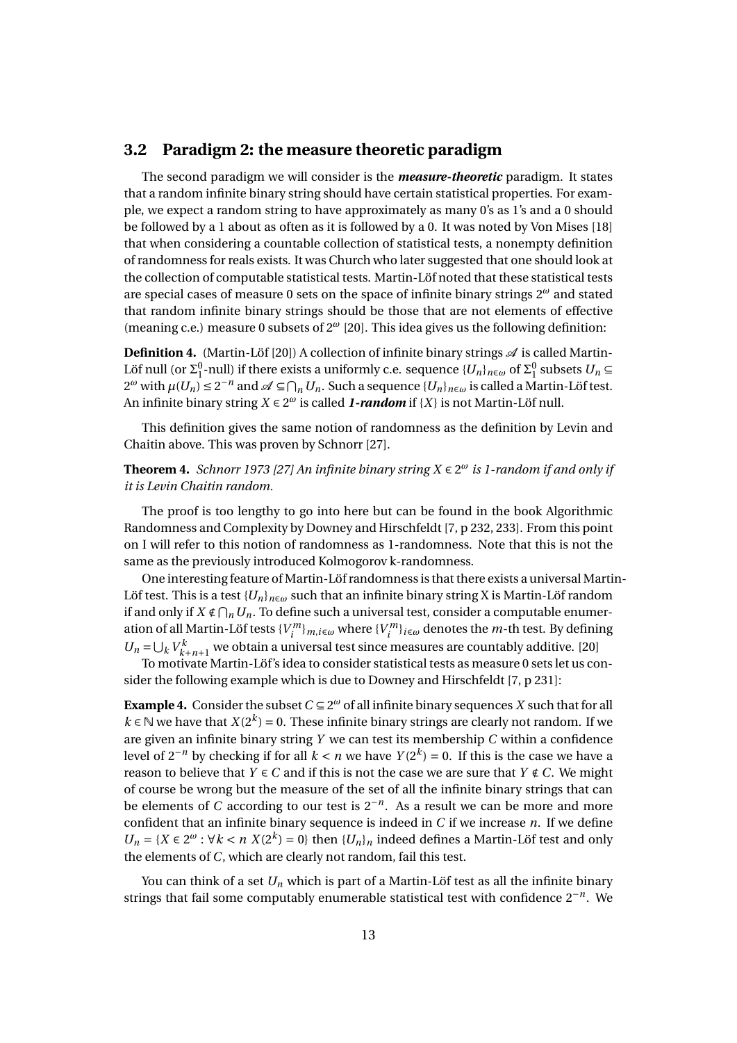## 3.2 Paradigm 2: the measure theoretic paradigm

The second paradigm we will consider is the ***measure-theoretic*** paradigm. It states that a random infinite binary string should have certain statistical properties. For example, we expect a random string to have approximately as many 0's as 1's and a 0 should be followed by a 1 about as often as it is followed by a 0. It was noted by Von Mises [18] that when considering a countable collection of statistical tests, a nonempty definition of randomness for reals exists. It was Church who later suggested that one should look at the collection of computable statistical tests. Martin-Löf noted that these statistical tests are special cases of measure 0 sets on the space of infinite binary strings $2^\omega$ and stated that random infinite binary strings should be those that are not elements of effective (meaning c.e.) measure 0 subsets of $2^\omega$ [20]. This idea gives us the following definition:

**Definition 4.** (Martin-Löf [20]) A collection of infinite binary strings $\mathscr{A}$ is called Martin-Löf null (or $\Sigma^0_1$-null) if there exists a uniformly c.e. sequence $\{U_n\}_{n\in\omega}$ of $\Sigma^0_1$ subsets $U_n \subseteq 2^\omega$ with $\mu(U_n) \leq 2^{-n}$ and $\mathscr{A} \subseteq \bigcap_n U_n$. Such a sequence $\{U_n\}_{n\in\omega}$ is called a Martin-Löf test. An infinite binary string $X \in 2^\omega$ is called ***1-random*** if $\{X\}$ is not Martin-Löf null.

This definition gives the same notion of randomness as the definition by Levin and Chaitin above. This was proven by Schnorr [27].

**Theorem 4.** *Schnorr 1973 [27] An infinite binary string $X \in 2^\omega$ is 1-random if and only if it is Levin Chaitin random.*

The proof is too lengthy to go into here but can be found in the book Algorithmic Randomness and Complexity by Downey and Hirschfeldt [7, p 232, 233]. From this point on I will refer to this notion of randomness as 1-randomness. Note that this is not the same as the previously introduced Kolmogorov k-randomness.

One interesting feature of Martin-Löf randomness is that there exists a universal Martin-Löf test. This is a test $\{U_n\}_{n\in\omega}$ such that an infinite binary string X is Martin-Löf random if and only if $X \notin \bigcap_n U_n$. To define such a universal test, consider a computable enumeration of all Martin-Löf tests $\{V^m_i\}_{m,i\in\omega}$ where $\{V^m_i\}_{i\in\omega}$ denotes the $m$-th test. By defining $U_n = \bigcup_k V^k_{k+n+1}$ we obtain a universal test since measures are countably additive. [20]

To motivate Martin-Löf's idea to consider statistical tests as measure 0 sets let us consider the following example which is due to Downey and Hirschfeldt [7, p 231]:

**Example 4.** Consider the subset $C \subseteq 2^\omega$ of all infinite binary sequences $X$ such that for all $k \in \mathbb{N}$ we have that $X(2^k) = 0$. These infinite binary strings are clearly not random. If we are given an infinite binary string $Y$ we can test its membership $C$ within a confidence level of $2^{-n}$ by checking if for all $k < n$ we have $Y(2^k) = 0$. If this is the case we have a reason to believe that $Y \in C$ and if this is not the case we are sure that $Y \notin C$. We might of course be wrong but the measure of the set of all the infinite binary strings that can be elements of $C$ according to our test is $2^{-n}$. As a result we can be more and more confident that an infinite binary sequence is indeed in $C$ if we increase $n$. If we define $U_n = \{X \in 2^\omega : \forall k < n \; X(2^k) = 0\}$ then $\{U_n\}_n$ indeed defines a Martin-Löf test and only the elements of $C$, which are clearly not random, fail this test.

You can think of a set $U_n$ which is part of a Martin-Löf test as all the infinite binary strings that fail some computably enumerable statistical test with confidence $2^{-n}$. We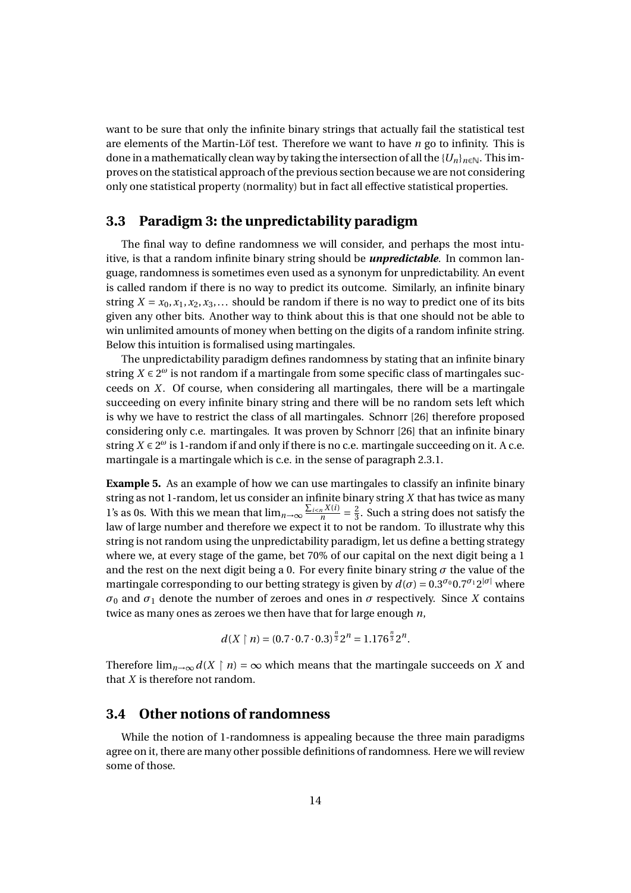want to be sure that only the infinite binary strings that actually fail the statistical test are elements of the Martin-Löf test. Therefore we want to have $n$ go to infinity. This is done in a mathematically clean way by taking the intersection of all the $\{U_n\}_{n \in \mathbb{N}}$. This improves on the statistical approach of the previous section because we are not considering only one statistical property (normality) but in fact all effective statistical properties.

## 3.3 Paradigm 3: the unpredictability paradigm

The final way to define randomness we will consider, and perhaps the most intuitive, is that a random infinite binary string should be ***unpredictable***. In common language, randomness is sometimes even used as a synonym for unpredictability. An event is called random if there is no way to predict its outcome. Similarly, an infinite binary string $X = x_0, x_1, x_2, x_3, \dots$ should be random if there is no way to predict one of its bits given any other bits. Another way to think about this is that one should not be able to win unlimited amounts of money when betting on the digits of a random infinite string. Below this intuition is formalised using martingales.

The unpredictability paradigm defines randomness by stating that an infinite binary string $X \in 2^\omega$ is not random if a martingale from some specific class of martingales succeeds on $X$. Of course, when considering all martingales, there will be a martingale succeeding on every infinite binary string and there will be no random sets left which is why we have to restrict the class of all martingales. Schnorr [26] therefore proposed considering only c.e. martingales. It was proven by Schnorr [26] that an infinite binary string $X \in 2^\omega$ is 1-random if and only if there is no c.e. martingale succeeding on it. A c.e. martingale is a martingale which is c.e. in the sense of paragraph 2.3.1.

**Example 5.** As an example of how we can use martingales to classify an infinite binary string as not 1-random, let us consider an infinite binary string $X$ that has twice as many 1's as 0s. With this we mean that $\lim_{n\to\infty} \frac{\sum_{i<n} X(i)}{n} = \frac{2}{3}$. Such a string does not satisfy the law of large number and therefore we expect it to not be random. To illustrate why this string is not random using the unpredictability paradigm, let us define a betting strategy where we, at every stage of the game, bet 70% of our capital on the next digit being a 1 and the rest on the next digit being a 0. For every finite binary string $\sigma$ the value of the martingale corresponding to our betting strategy is given by $d(\sigma) = 0.3^{\sigma_0} 0.7^{\sigma_1} 2^{|\sigma|}$ where $\sigma_0$ and $\sigma_1$ denote the number of zeroes and ones in $\sigma$ respectively. Since $X$ contains twice as many ones as zeroes we then have that for large enough $n$,

$$d(X \upharpoonright n) = (0.7 \cdot 0.7 \cdot 0.3)^{\frac{n}{3}} 2^n = 1.176^{\frac{n}{3}} 2^n.$$

Therefore $\lim_{n\to\infty} d(X \upharpoonright n) = \infty$ which means that the martingale succeeds on $X$ and that $X$ is therefore not random.

## 3.4 Other notions of randomness

While the notion of 1-randomness is appealing because the three main paradigms agree on it, there are many other possible definitions of randomness. Here we will review some of those.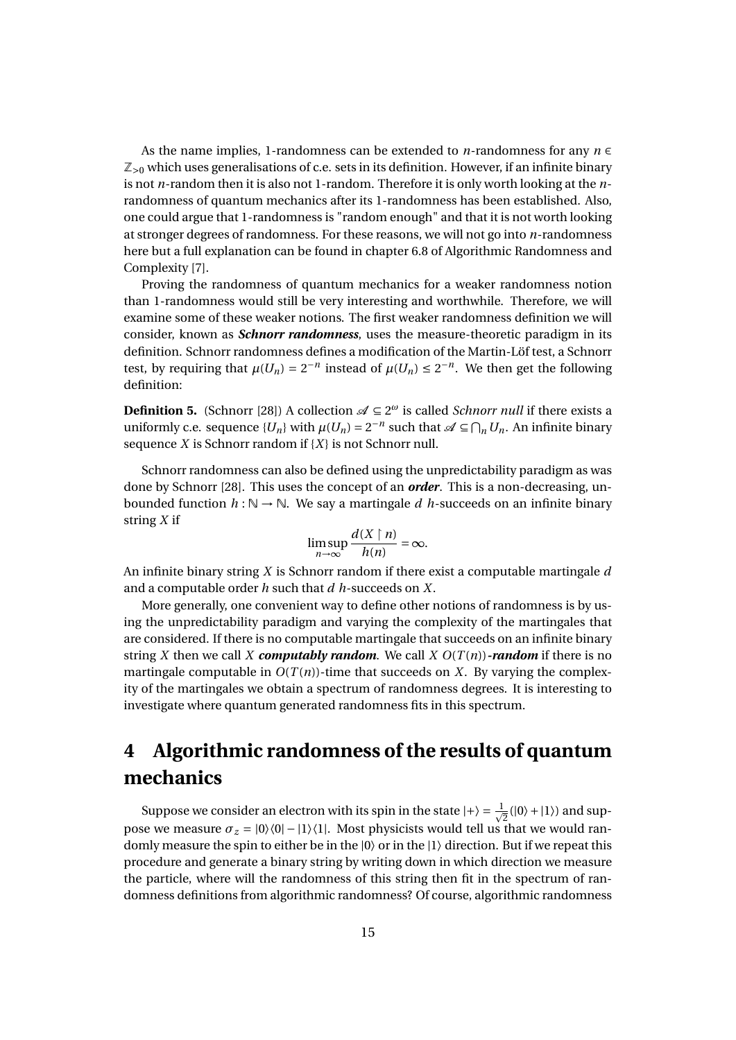As the name implies, 1-randomness can be extended to $n$-randomness for any $n \in \mathbb{Z}_{>0}$ which uses generalisations of c.e. sets in its definition. However, if an infinite binary is not $n$-random then it is also not 1-random. Therefore it is only worth looking at the $n$-randomness of quantum mechanics after its 1-randomness has been established. Also, one could argue that 1-randomness is "random enough" and that it is not worth looking at stronger degrees of randomness. For these reasons, we will not go into $n$-randomness here but a full explanation can be found in chapter 6.8 of Algorithmic Randomness and Complexity [7].

Proving the randomness of quantum mechanics for a weaker randomness notion than 1-randomness would still be very interesting and worthwhile. Therefore, we will examine some of these weaker notions. The first weaker randomness definition we will consider, known as ***Schnorr randomness***, uses the measure-theoretic paradigm in its definition. Schnorr randomness defines a modification of the Martin-Löf test, a Schnorr test, by requiring that $\mu(U_n) = 2^{-n}$ instead of $\mu(U_n) \leq 2^{-n}$. We then get the following definition:

**Definition 5.** (Schnorr [28]) A collection $\mathscr{A} \subseteq 2^{\omega}$ is called *Schnorr null* if there exists a uniformly c.e. sequence $\{U_n\}$ with $\mu(U_n) = 2^{-n}$ such that $\mathscr{A} \subseteq \bigcap_n U_n$. An infinite binary sequence $X$ is Schnorr random if $\{X\}$ is not Schnorr null.

Schnorr randomness can also be defined using the unpredictability paradigm as was done by Schnorr [28]. This uses the concept of an ***order***. This is a non-decreasing, unbounded function $h : \mathbb{N} \to \mathbb{N}$. We say a martingale $d$ $h$-succeeds on an infinite binary string $X$ if

$$\limsup_{n\to\infty} \frac{d(X \upharpoonright n)}{h(n)} = \infty.$$

An infinite binary string $X$ is Schnorr random if there exist a computable martingale $d$ and a computable order $h$ such that $d$ $h$-succeeds on $X$.

More generally, one convenient way to define other notions of randomness is by using the unpredictability paradigm and varying the complexity of the martingales that are considered. If there is no computable martingale that succeeds on an infinite binary string $X$ then we call $X$ ***computably random***. We call $X$ ***$O(T(n))$-random*** if there is no martingale computable in $O(T(n))$-time that succeeds on $X$. By varying the complexity of the martingales we obtain a spectrum of randomness degrees. It is interesting to investigate where quantum generated randomness fits in this spectrum.

# 4 Algorithmic randomness of the results of quantum mechanics

Suppose we consider an electron with its spin in the state $|+\rangle = \frac{1}{\sqrt{2}}(|0\rangle + |1\rangle)$ and suppose we measure $\sigma_z = |0\rangle\langle 0| - |1\rangle\langle 1|$. Most physicists would tell us that we would randomly measure the spin to either be in the $|0\rangle$ or in the $|1\rangle$ direction. But if we repeat this procedure and generate a binary string by writing down in which direction we measure the particle, where will the randomness of this string then fit in the spectrum of randomness definitions from algorithmic randomness? Of course, algorithmic randomness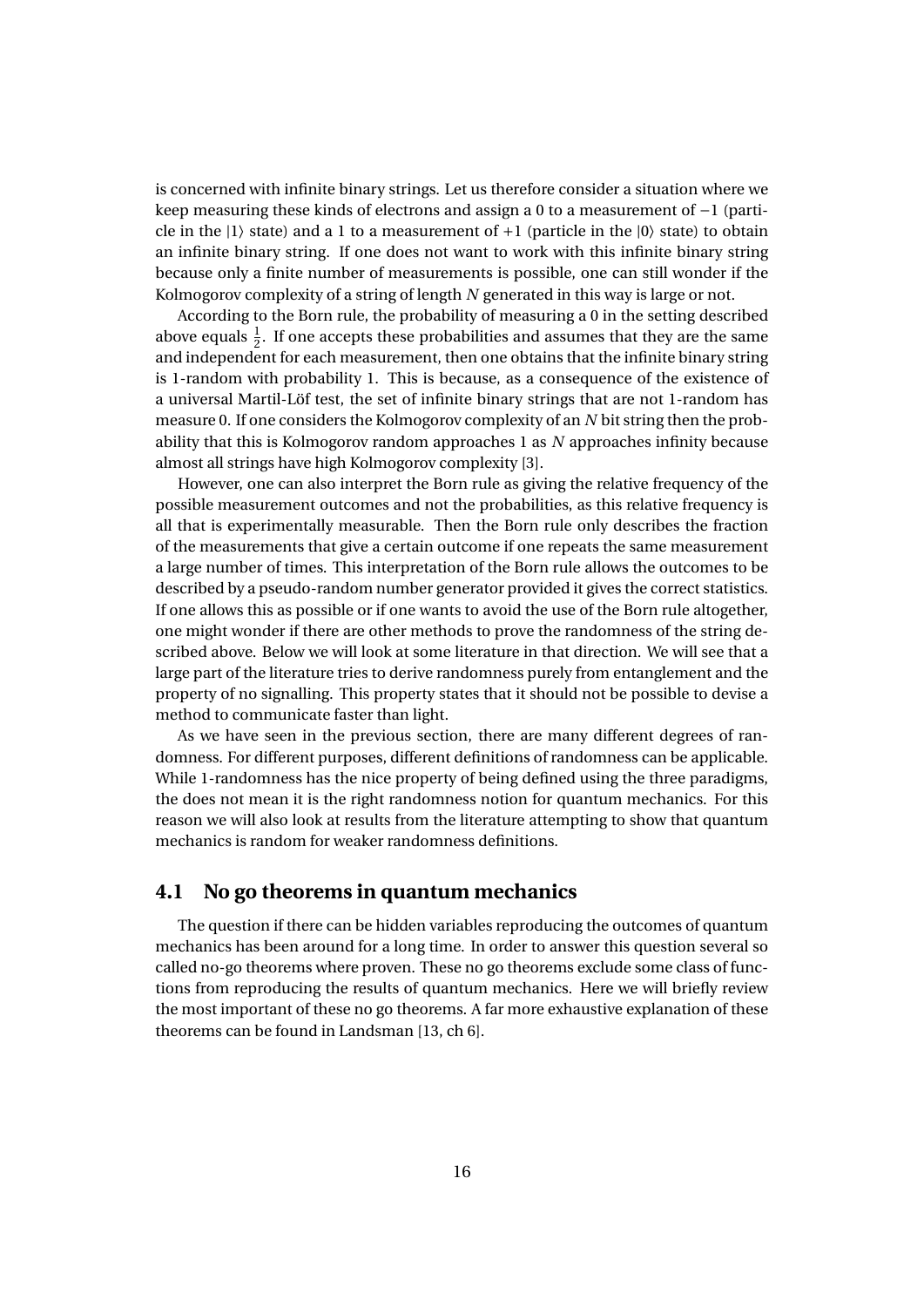is concerned with infinite binary strings. Let us therefore consider a situation where we keep measuring these kinds of electrons and assign a 0 to a measurement of $-1$ (particle in the $|1\rangle$ state) and a 1 to a measurement of $+1$ (particle in the $|0\rangle$ state) to obtain an infinite binary string. If one does not want to work with this infinite binary string because only a finite number of measurements is possible, one can still wonder if the Kolmogorov complexity of a string of length $N$ generated in this way is large or not.

According to the Born rule, the probability of measuring a 0 in the setting described above equals $\frac{1}{2}$. If one accepts these probabilities and assumes that they are the same and independent for each measurement, then one obtains that the infinite binary string is 1-random with probability 1. This is because, as a consequence of the existence of a universal Martil-Löf test, the set of infinite binary strings that are not 1-random has measure 0. If one considers the Kolmogorov complexity of an $N$ bit string then the probability that this is Kolmogorov random approaches 1 as $N$ approaches infinity because almost all strings have high Kolmogorov complexity [3].

However, one can also interpret the Born rule as giving the relative frequency of the possible measurement outcomes and not the probabilities, as this relative frequency is all that is experimentally measurable. Then the Born rule only describes the fraction of the measurements that give a certain outcome if one repeats the same measurement a large number of times. This interpretation of the Born rule allows the outcomes to be described by a pseudo-random number generator provided it gives the correct statistics. If one allows this as possible or if one wants to avoid the use of the Born rule altogether, one might wonder if there are other methods to prove the randomness of the string described above. Below we will look at some literature in that direction. We will see that a large part of the literature tries to derive randomness purely from entanglement and the property of no signalling. This property states that it should not be possible to devise a method to communicate faster than light.

As we have seen in the previous section, there are many different degrees of randomness. For different purposes, different definitions of randomness can be applicable. While 1-randomness has the nice property of being defined using the three paradigms, the does not mean it is the right randomness notion for quantum mechanics. For this reason we will also look at results from the literature attempting to show that quantum mechanics is random for weaker randomness definitions.

## 4.1 No go theorems in quantum mechanics

The question if there can be hidden variables reproducing the outcomes of quantum mechanics has been around for a long time. In order to answer this question several so called no-go theorems where proven. These no go theorems exclude some class of functions from reproducing the results of quantum mechanics. Here we will briefly review the most important of these no go theorems. A far more exhaustive explanation of these theorems can be found in Landsman [13, ch 6].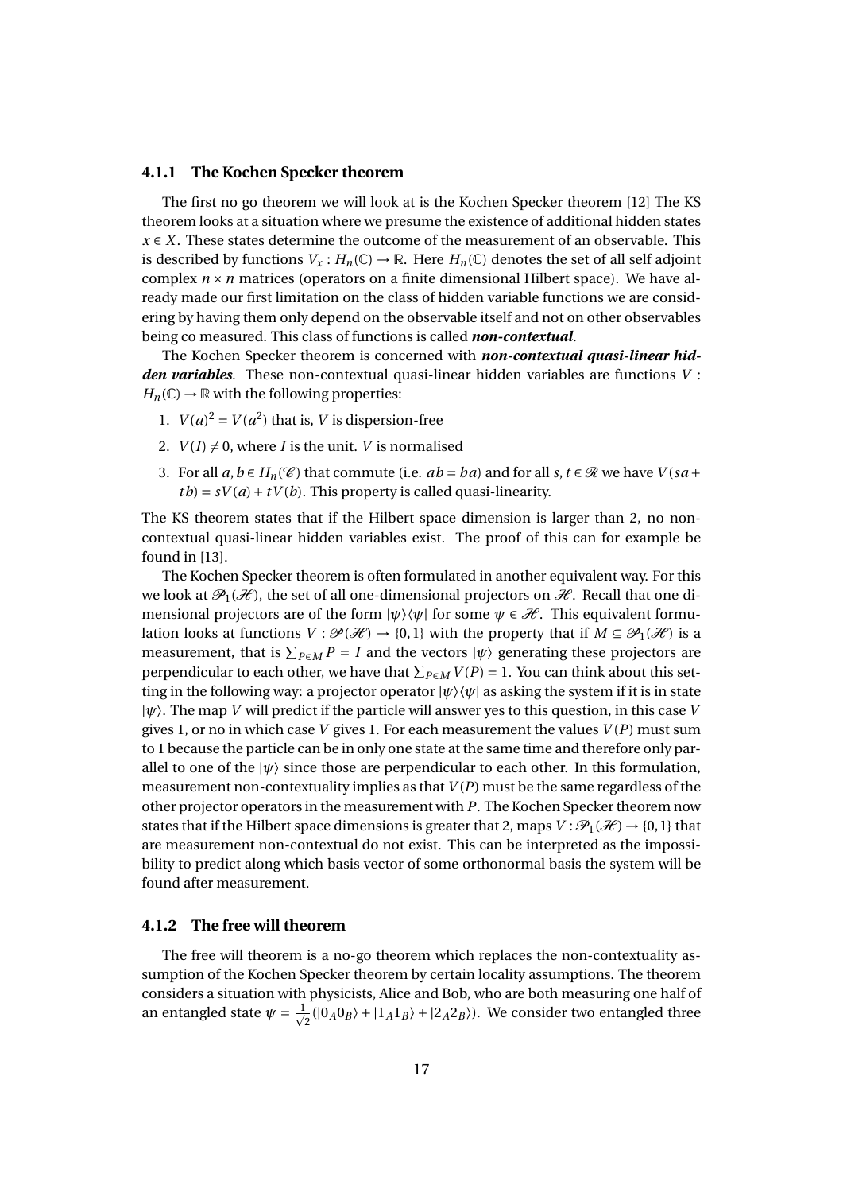### 4.1.1 The Kochen Specker theorem

The first no go theorem we will look at is the Kochen Specker theorem [12] The KS theorem looks at a situation where we presume the existence of additional hidden states $x \in X$. These states determine the outcome of the measurement of an observable. This is described by functions $V_x : H_n(\mathbb{C}) \to \mathbb{R}$. Here $H_n(\mathbb{C})$ denotes the set of all self adjoint complex $n \times n$ matrices (operators on a finite dimensional Hilbert space). We have already made our first limitation on the class of hidden variable functions we are considering by having them only depend on the observable itself and not on other observables being co measured. This class of functions is called ***non-contextual***.

The Kochen Specker theorem is concerned with ***non-contextual quasi-linear hidden variables***. These non-contextual quasi-linear hidden variables are functions $V : H_n(\mathbb{C}) \to \mathbb{R}$ with the following properties:

1. $V(a)^2 = V(a^2)$ that is, $V$ is dispersion-free
2. $V(I) \neq 0$, where $I$ is the unit. $V$ is normalised
3. For all $a, b \in H_n(\mathscr{C})$ that commute (i.e. $ab = ba$) and for all $s, t \in \mathscr{R}$ we have $V(sa + tb) = sV(a) + tV(b)$. This property is called quasi-linearity.

The KS theorem states that if the Hilbert space dimension is larger than 2, no non-contextual quasi-linear hidden variables exist. The proof of this can for example be found in [13].

The Kochen Specker theorem is often formulated in another equivalent way. For this we look at $\mathscr{P}_1(\mathscr{H})$, the set of all one-dimensional projectors on $\mathscr{H}$. Recall that one dimensional projectors are of the form $|\psi\rangle\langle\psi|$ for some $\psi \in \mathscr{H}$. This equivalent formulation looks at functions $V : \mathscr{P}(\mathscr{H}) \to \{0, 1\}$ with the property that if $M \subseteq \mathscr{P}_1(\mathscr{H})$ is a measurement, that is $\sum_{P \in M} P = I$ and the vectors $|\psi\rangle$ generating these projectors are perpendicular to each other, we have that $\sum_{P \in M} V(P) = 1$. You can think about this setting in the following way: a projector operator $|\psi\rangle\langle\psi|$ as asking the system if it is in state $|\psi\rangle$. The map $V$ will predict if the particle will answer yes to this question, in this case $V$ gives 1, or no in which case $V$ gives 1. For each measurement the values $V(P)$ must sum to 1 because the particle can be in only one state at the same time and therefore only parallel to one of the $|\psi\rangle$ since those are perpendicular to each other. In this formulation, measurement non-contextuality implies as that $V(P)$ must be the same regardless of the other projector operators in the measurement with $P$. The Kochen Specker theorem now states that if the Hilbert space dimensions is greater that 2, maps $V : \mathscr{P}_1(\mathscr{H}) \to \{0, 1\}$ that are measurement non-contextual do not exist. This can be interpreted as the impossibility to predict along which basis vector of some orthonormal basis the system will be found after measurement.

### 4.1.2 The free will theorem

The free will theorem is a no-go theorem which replaces the non-contextuality assumption of the Kochen Specker theorem by certain locality assumptions. The theorem considers a situation with physicists, Alice and Bob, who are both measuring one half of an entangled state $\psi = \frac{1}{\sqrt{2}}(|0_A 0_B\rangle + |1_A 1_B\rangle + |2_A 2_B\rangle)$. We consider two entangled three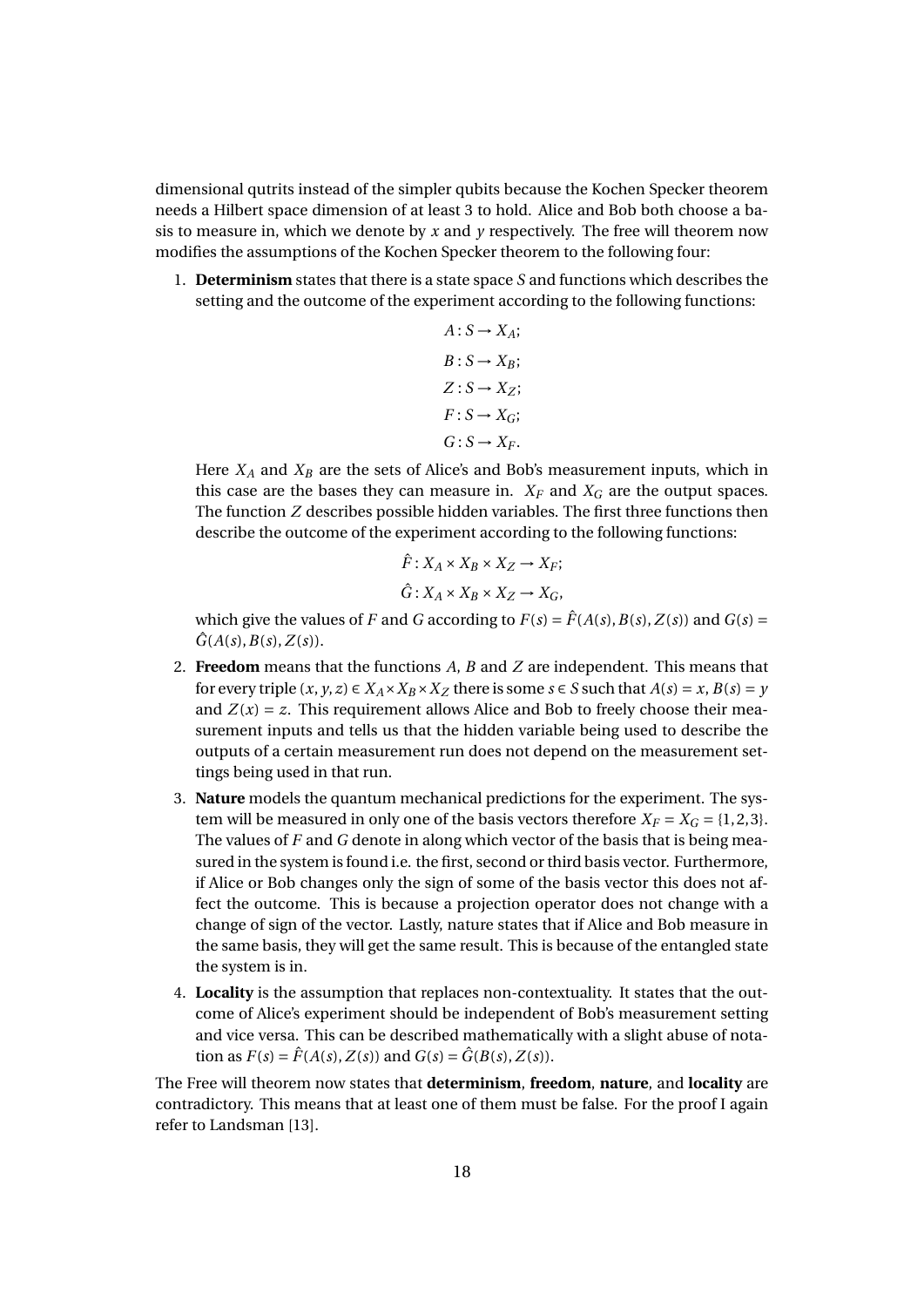dimensional qutrits instead of the simpler qubits because the Kochen Specker theorem needs a Hilbert space dimension of at least 3 to hold. Alice and Bob both choose a basis to measure in, which we denote by $x$ and $y$ respectively. The free will theorem now modifies the assumptions of the Kochen Specker theorem to the following four:

1. **Determinism** states that there is a state space $S$ and functions which describes the setting and the outcome of the experiment according to the following functions:

$$A : S \to X_A;$$
$$B : S \to X_B;$$
$$Z : S \to X_Z;$$
$$F : S \to X_G;$$
$$G : S \to X_F.$$

   Here $X_A$ and $X_B$ are the sets of Alice's and Bob's measurement inputs, which in this case are the bases they can measure in. $X_F$ and $X_G$ are the output spaces. The function $Z$ describes possible hidden variables. The first three functions then describe the outcome of the experiment according to the following functions:

$$\hat{F} : X_A \times X_B \times X_Z \to X_F;$$
$$\hat{G} : X_A \times X_B \times X_Z \to X_G,$$

   which give the values of $F$ and $G$ according to $F(s) = \hat{F}(A(s), B(s), Z(s))$ and $G(s) = \hat{G}(A(s), B(s), Z(s))$.

2. **Freedom** means that the functions $A$, $B$ and $Z$ are independent. This means that for every triple $(x, y, z) \in X_A \times X_B \times X_Z$ there is some $s \in S$ such that $A(s) = x$, $B(s) = y$ and $Z(x) = z$. This requirement allows Alice and Bob to freely choose their measurement inputs and tells us that the hidden variable being used to describe the outputs of a certain measurement run does not depend on the measurement settings being used in that run.

3. **Nature** models the quantum mechanical predictions for the experiment. The system will be measured in only one of the basis vectors therefore $X_F = X_G = \{1, 2, 3\}$. The values of $F$ and $G$ denote in along which vector of the basis that is being measured in the system is found i.e. the first, second or third basis vector. Furthermore, if Alice or Bob changes only the sign of some of the basis vector this does not affect the outcome. This is because a projection operator does not change with a change of sign of the vector. Lastly, nature states that if Alice and Bob measure in the same basis, they will get the same result. This is because of the entangled state the system is in.

4. **Locality** is the assumption that replaces non-contextuality. It states that the outcome of Alice's experiment should be independent of Bob's measurement setting and vice versa. This can be described mathematically with a slight abuse of notation as $F(s) = \hat{F}(A(s), Z(s))$ and $G(s) = \hat{G}(B(s), Z(s))$.

The Free will theorem now states that **determinism**, **freedom**, **nature**, and **locality** are contradictory. This means that at least one of them must be false. For the proof I again refer to Landsman [13].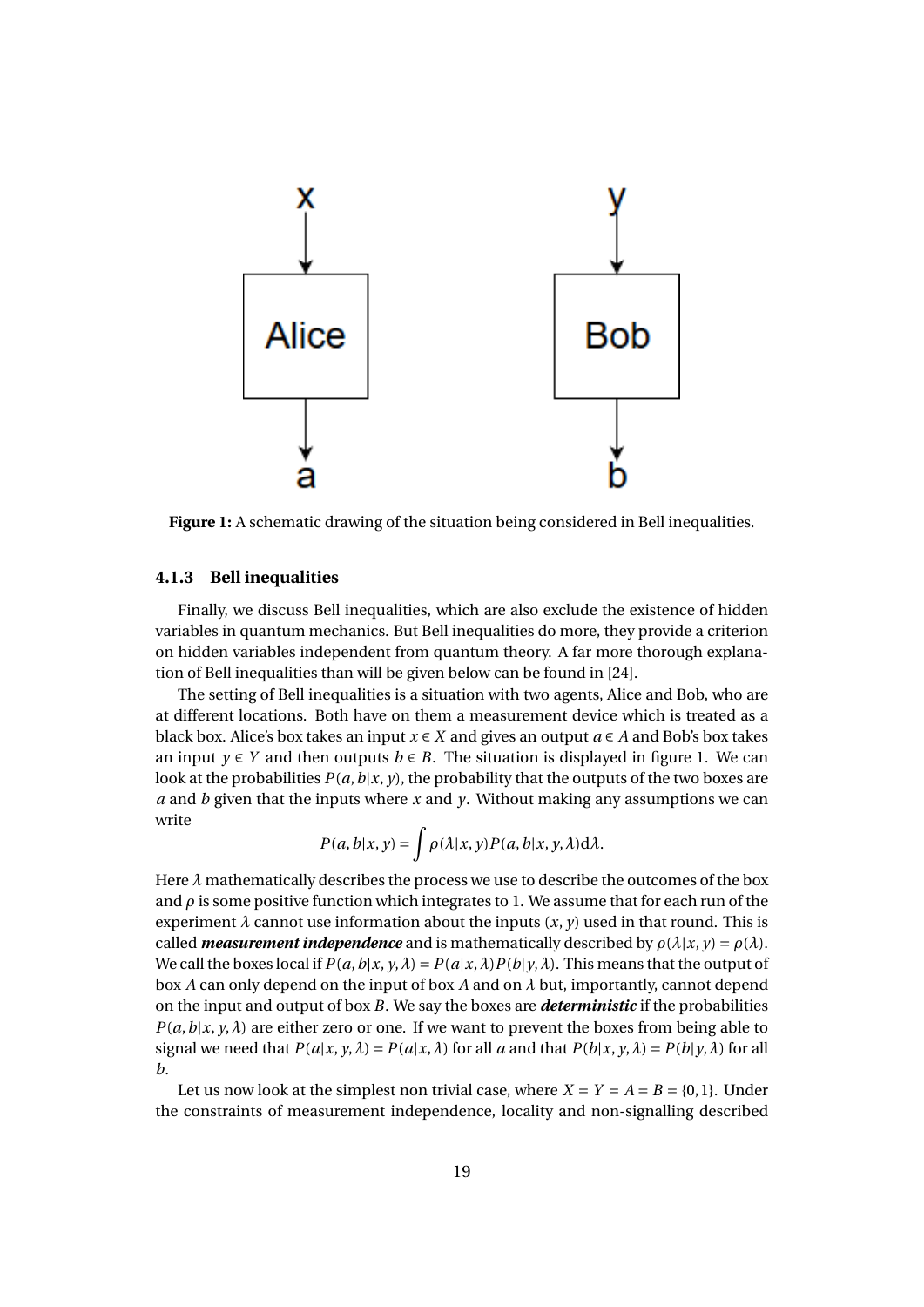**Figure 1:** A schematic drawing of the situation being considered in Bell inequalities.

### 4.1.3 Bell inequalities

Finally, we discuss Bell inequalities, which are also exclude the existence of hidden variables in quantum mechanics. But Bell inequalities do more, they provide a criterion on hidden variables independent from quantum theory. A far more thorough explanation of Bell inequalities than will be given below can be found in [24].

The setting of Bell inequalities is a situation with two agents, Alice and Bob, who are at different locations. Both have on them a measurement device which is treated as a black box. Alice's box takes an input $x \in X$ and gives an output $a \in A$ and Bob's box takes an input $y \in Y$ and then outputs $b \in B$. The situation is displayed in figure 1. We can look at the probabilities $P(a, b|x, y)$, the probability that the outputs of the two boxes are $a$ and $b$ given that the inputs where $x$ and $y$. Without making any assumptions we can write

$$P(a, b|x, y) = \int \rho(\lambda|x, y) P(a, b|x, y, \lambda) \mathrm{d}\lambda.$$

Here $\lambda$ mathematically describes the process we use to describe the outcomes of the box and $\rho$ is some positive function which integrates to 1. We assume that for each run of the experiment $\lambda$ cannot use information about the inputs $(x, y)$ used in that round. This is called ***measurement independence*** and is mathematically described by $\rho(\lambda|x, y) = \rho(\lambda)$. We call the boxes local if $P(a, b|x, y, \lambda) = P(a|x, \lambda)P(b|y, \lambda)$. This means that the output of box $A$ can only depend on the input of box $A$ and on $\lambda$ but, importantly, cannot depend on the input and output of box $B$. We say the boxes are ***deterministic*** if the probabilities $P(a, b|x, y, \lambda)$ are either zero or one. If we want to prevent the boxes from being able to signal we need that $P(a|x, y, \lambda) = P(a|x, \lambda)$ for all $a$ and that $P(b|x, y, \lambda) = P(b|y, \lambda)$ for all $b$.

Let us now look at the simplest non trivial case, where $X = Y = A = B = \{0, 1\}$. Under the constraints of measurement independence, locality and non-signalling described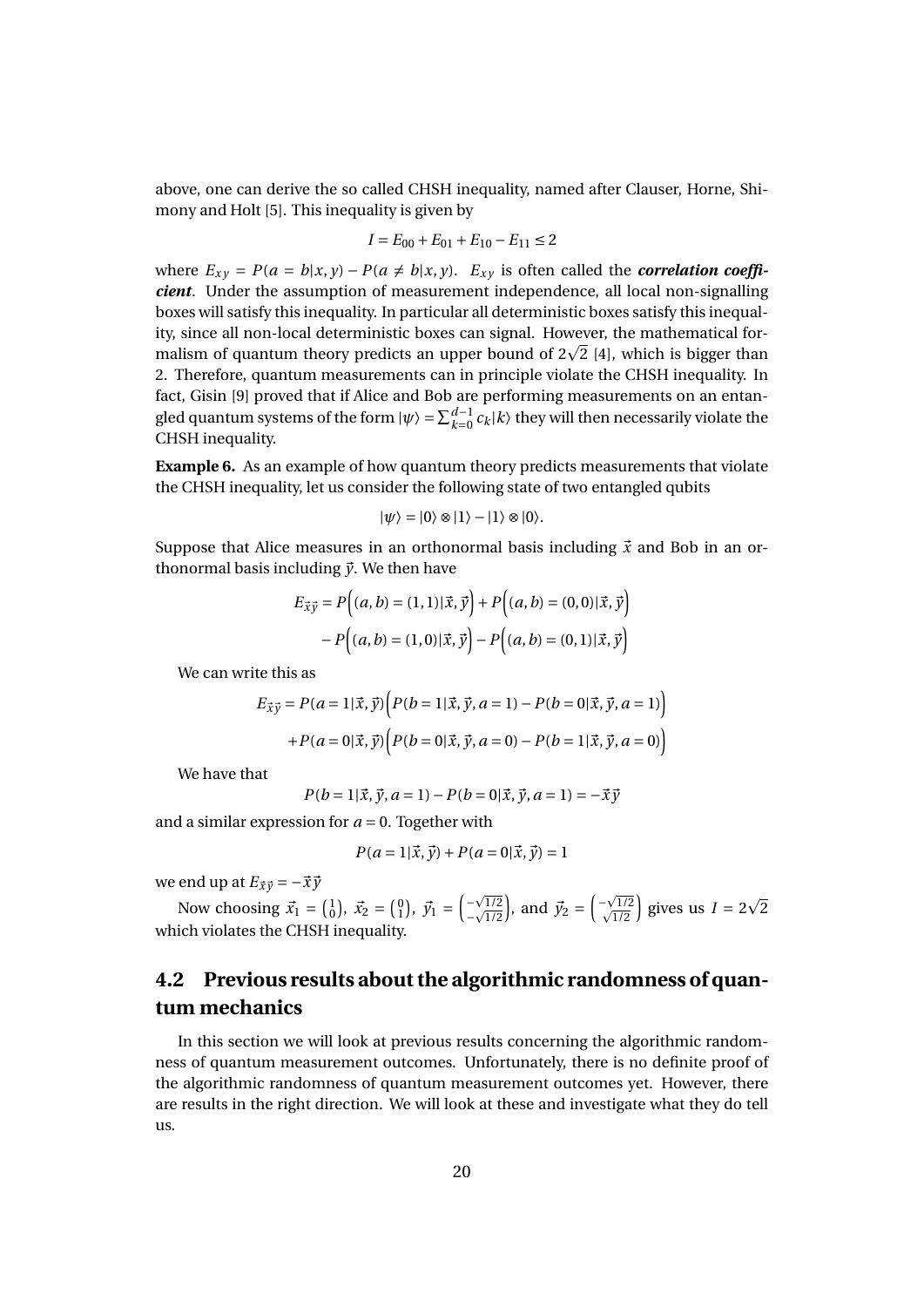above, one can derive the so called CHSH inequality, named after Clauser, Horne, Shimony and Holt [5]. This inequality is given by

$$I = E_{00} + E_{01} + E_{10} - E_{11} \leq 2$$

where $E_{xy} = P(a = b|x, y) - P(a \neq b|x, y)$. $E_{xy}$ is often called the ***correlation coefficient***. Under the assumption of measurement independence, all local non-signalling boxes will satisfy this inequality. In particular all deterministic boxes satisfy this inequality, since all non-local deterministic boxes can signal. However, the mathematical formalism of quantum theory predicts an upper bound of $2\sqrt{2}$ [4], which is bigger than 2. Therefore, quantum measurements can in principle violate the CHSH inequality. In fact, Gisin [9] proved that if Alice and Bob are performing measurements on an entangled quantum systems of the form $|\psi\rangle = \sum_{k=0}^{d-1} c_k |k\rangle$ they will then necessarily violate the CHSH inequality.

**Example 6.** As an example of how quantum theory predicts measurements that violate the CHSH inequality, let us consider the following state of two entangled qubits

$$|\psi\rangle = |0\rangle \otimes |1\rangle - |1\rangle \otimes |0\rangle.$$

Suppose that Alice measures in an orthonormal basis including $\vec{x}$ and Bob in an orthonormal basis including $\vec{y}$. We then have

$$E_{\vec{x}\vec{y}} = P\Big((a,b) = (1,1)|\vec{x},\vec{y}\Big) + P\Big((a,b) = (0,0)|\vec{x},\vec{y}\Big)$$
$$- P\Big((a,b) = (1,0)|\vec{x},\vec{y}\Big) - P\Big((a,b) = (0,1)|\vec{x},\vec{y}\Big)$$

We can write this as

$$E_{\vec{x}\vec{y}} = P(a = 1|\vec{x},\vec{y})\Big(P(b = 1|\vec{x},\vec{y}, a = 1) - P(b = 0|\vec{x},\vec{y}, a = 1)\Big)$$
$$+ P(a = 0|\vec{x},\vec{y})\Big(P(b = 0|\vec{x},\vec{y}, a = 0) - P(b = 1|\vec{x},\vec{y}, a = 0)\Big)$$

We have that

$$P(b = 1|\vec{x},\vec{y}, a = 1) - P(b = 0|\vec{x},\vec{y}, a = 1) = -\vec{x}\vec{y}$$

and a similar expression for $a = 0$. Together with

$$P(a = 1|\vec{x},\vec{y}) + P(a = 0|\vec{x},\vec{y}) = 1$$

we end up at $E_{\vec{x}\vec{y}} = -\vec{x}\vec{y}$

Now choosing $\vec{x}_1 = \binom{1}{0}$, $\vec{x}_2 = \binom{0}{1}$, $\vec{y}_1 = \binom{-\sqrt{1/2}}{-\sqrt{1/2}}$, and $\vec{y}_2 = \binom{-\sqrt{1/2}}{\sqrt{1/2}}$ gives us $I = 2\sqrt{2}$ which violates the CHSH inequality.

## 4.2 Previous results about the algorithmic randomness of quantum mechanics

In this section we will look at previous results concerning the algorithmic randomness of quantum measurement outcomes. Unfortunately, there is no definite proof of the algorithmic randomness of quantum measurement outcomes yet. However, there are results in the right direction. We will look at these and investigate what they do tell us.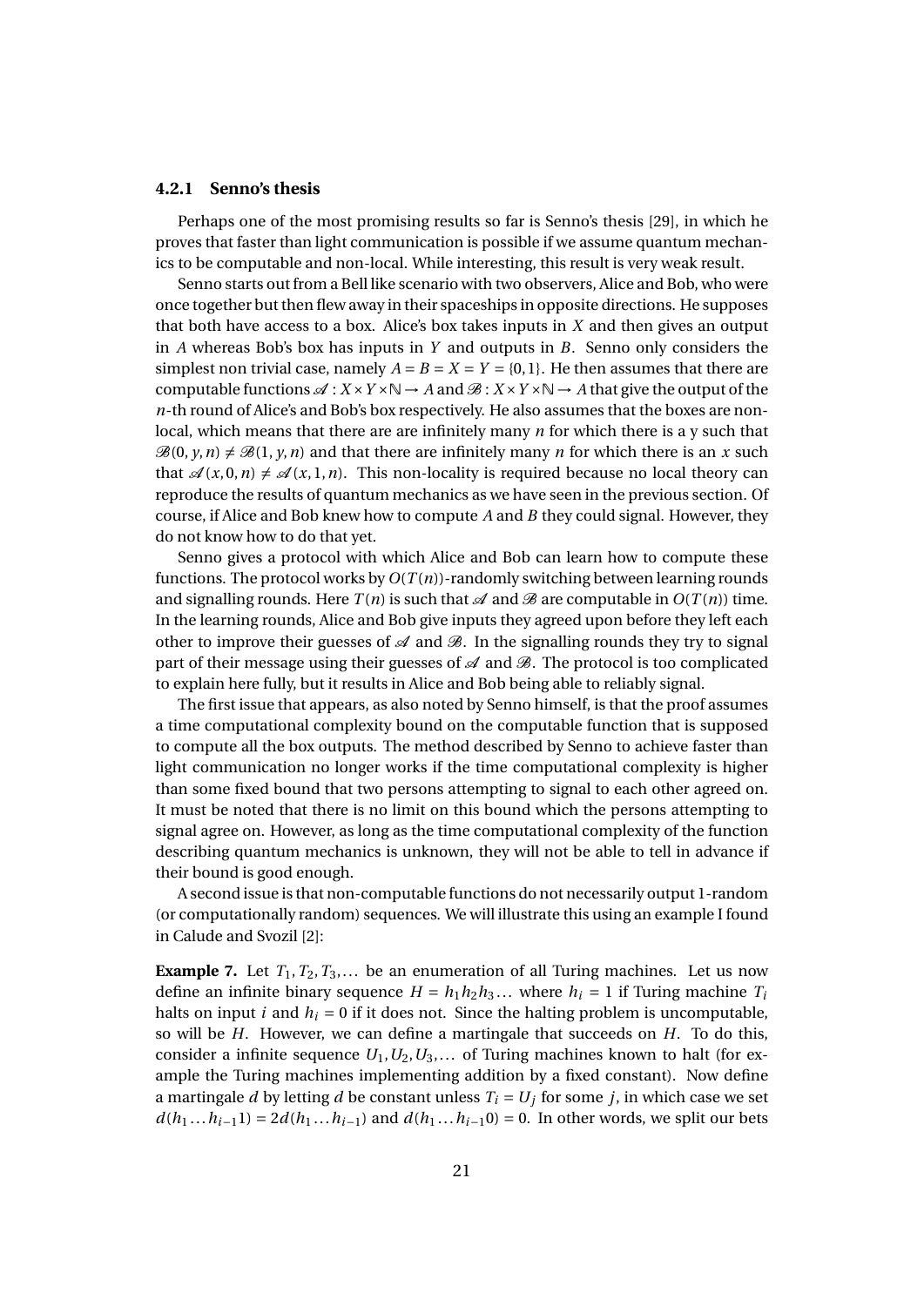#### 4.2.1 Senno's thesis

Perhaps one of the most promising results so far is Senno's thesis [29], in which he proves that faster than light communication is possible if we assume quantum mechanics to be computable and non-local. While interesting, this result is very weak result.

Senno starts out from a Bell like scenario with two observers, Alice and Bob, who were once together but then flew away in their spaceships in opposite directions. He supposes that both have access to a box. Alice's box takes inputs in $X$ and then gives an output in $A$ whereas Bob's box has inputs in $Y$ and outputs in $B$. Senno only considers the simplest non trivial case, namely $A = B = X = Y = \{0,1\}$. He then assumes that there are computable functions $\mathscr{A} : X \times Y \times \mathbb{N} \to A$ and $\mathscr{B} : X \times Y \times \mathbb{N} \to A$ that give the output of the $n$-th round of Alice's and Bob's box respectively. He also assumes that the boxes are non-local, which means that there are are infinitely many $n$ for which there is a y such that $\mathscr{B}(0, y, n) \neq \mathscr{B}(1, y, n)$ and that there are infinitely many $n$ for which there is an $x$ such that $\mathscr{A}(x, 0, n) \neq \mathscr{A}(x, 1, n)$. This non-locality is required because no local theory can reproduce the results of quantum mechanics as we have seen in the previous section. Of course, if Alice and Bob knew how to compute $A$ and $B$ they could signal. However, they do not know how to do that yet.

Senno gives a protocol with which Alice and Bob can learn how to compute these functions. The protocol works by $O(T(n))$-randomly switching between learning rounds and signalling rounds. Here $T(n)$ is such that $\mathscr{A}$ and $\mathscr{B}$ are computable in $O(T(n))$ time. In the learning rounds, Alice and Bob give inputs they agreed upon before they left each other to improve their guesses of $\mathscr{A}$ and $\mathscr{B}$. In the signalling rounds they try to signal part of their message using their guesses of $\mathscr{A}$ and $\mathscr{B}$. The protocol is too complicated to explain here fully, but it results in Alice and Bob being able to reliably signal.

The first issue that appears, as also noted by Senno himself, is that the proof assumes a time computational complexity bound on the computable function that is supposed to compute all the box outputs. The method described by Senno to achieve faster than light communication no longer works if the time computational complexity is higher than some fixed bound that two persons attempting to signal to each other agreed on. It must be noted that there is no limit on this bound which the persons attempting to signal agree on. However, as long as the time computational complexity of the function describing quantum mechanics is unknown, they will not be able to tell in advance if their bound is good enough.

A second issue is that non-computable functions do not necessarily output 1-random (or computationally random) sequences. We will illustrate this using an example I found in Calude and Svozil [2]:

**Example 7.** Let $T_1, T_2, T_3, \ldots$ be an enumeration of all Turing machines. Let us now define an infinite binary sequence $H = h_1 h_2 h_3 \ldots$ where $h_i = 1$ if Turing machine $T_i$ halts on input $i$ and $h_i = 0$ if it does not. Since the halting problem is uncomputable, so will be $H$. However, we can define a martingale that succeeds on $H$. To do this, consider a infinite sequence $U_1, U_2, U_3, \ldots$ of Turing machines known to halt (for example the Turing machines implementing addition by a fixed constant). Now define a martingale $d$ by letting $d$ be constant unless $T_i = U_j$ for some $j$, in which case we set $d(h_1 \ldots h_{i-1} 1) = 2d(h_1 \ldots h_{i-1})$ and $d(h_1 \ldots h_{i-1} 0) = 0$. In other words, we split our bets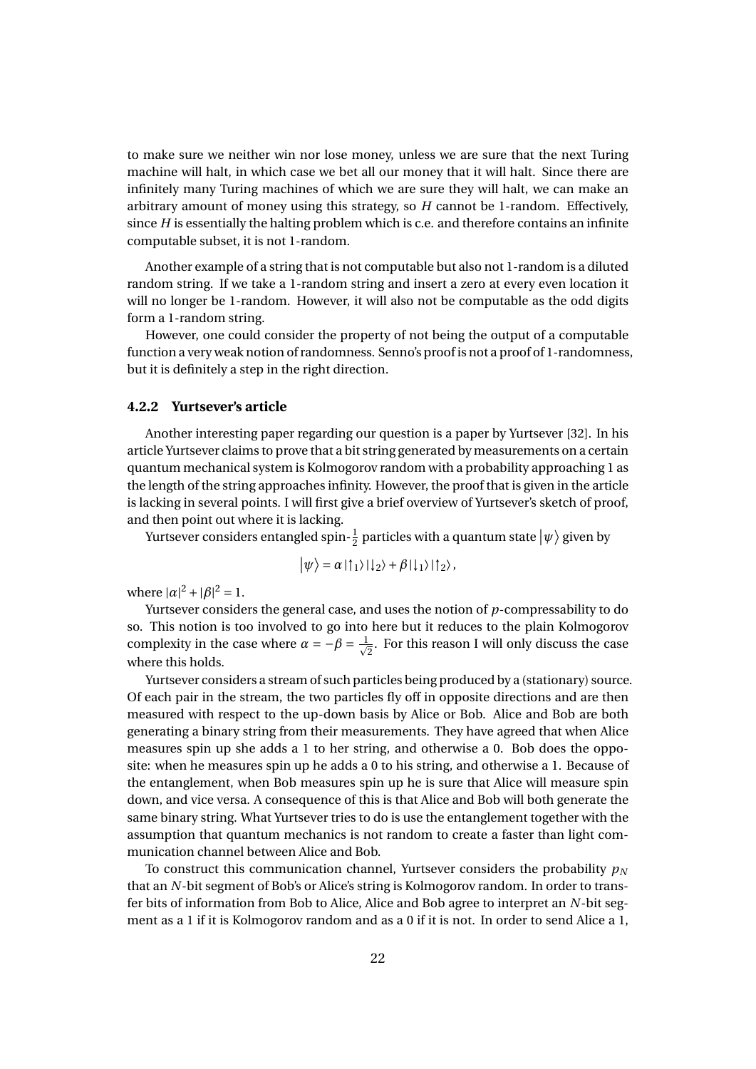to make sure we neither win nor lose money, unless we are sure that the next Turing machine will halt, in which case we bet all our money that it will halt. Since there are infinitely many Turing machines of which we are sure they will halt, we can make an arbitrary amount of money using this strategy, so $H$ cannot be 1-random. Effectively, since $H$ is essentially the halting problem which is c.e. and therefore contains an infinite computable subset, it is not 1-random.

Another example of a string that is not computable but also not 1-random is a diluted random string. If we take a 1-random string and insert a zero at every even location it will no longer be 1-random. However, it will also not be computable as the odd digits form a 1-random string.

However, one could consider the property of not being the output of a computable function a very weak notion of randomness. Senno's proof is not a proof of 1-randomness, but it is definitely a step in the right direction.

### 4.2.2 Yurtsever's article

Another interesting paper regarding our question is a paper by Yurtsever [32]. In his article Yurtsever claims to prove that a bit string generated by measurements on a certain quantum mechanical system is Kolmogorov random with a probability approaching 1 as the length of the string approaches infinity. However, the proof that is given in the article is lacking in several points. I will first give a brief overview of Yurtsever's sketch of proof, and then point out where it is lacking.

Yurtsever considers entangled spin-$\frac{1}{2}$ particles with a quantum state $|\psi\rangle$ given by

$$|\psi\rangle = \alpha\,|\uparrow_1\rangle\,|\downarrow_2\rangle + \beta\,|\downarrow_1\rangle\,|\uparrow_2\rangle\,,$$

where $|\alpha|^2 + |\beta|^2 = 1$.

Yurtsever considers the general case, and uses the notion of $p$-compressability to do so. This notion is too involved to go into here but it reduces to the plain Kolmogorov complexity in the case where $\alpha = -\beta = \frac{1}{\sqrt{2}}$. For this reason I will only discuss the case where this holds.

Yurtsever considers a stream of such particles being produced by a (stationary) source. Of each pair in the stream, the two particles fly off in opposite directions and are then measured with respect to the up-down basis by Alice or Bob. Alice and Bob are both generating a binary string from their measurements. They have agreed that when Alice measures spin up she adds a 1 to her string, and otherwise a 0. Bob does the opposite: when he measures spin up he adds a 0 to his string, and otherwise a 1. Because of the entanglement, when Bob measures spin up he is sure that Alice will measure spin down, and vice versa. A consequence of this is that Alice and Bob will both generate the same binary string. What Yurtsever tries to do is use the entanglement together with the assumption that quantum mechanics is not random to create a faster than light communication channel between Alice and Bob.

To construct this communication channel, Yurtsever considers the probability $p_N$ that an $N$-bit segment of Bob's or Alice's string is Kolmogorov random. In order to transfer bits of information from Bob to Alice, Alice and Bob agree to interpret an $N$-bit segment as a 1 if it is Kolmogorov random and as a 0 if it is not. In order to send Alice a 1,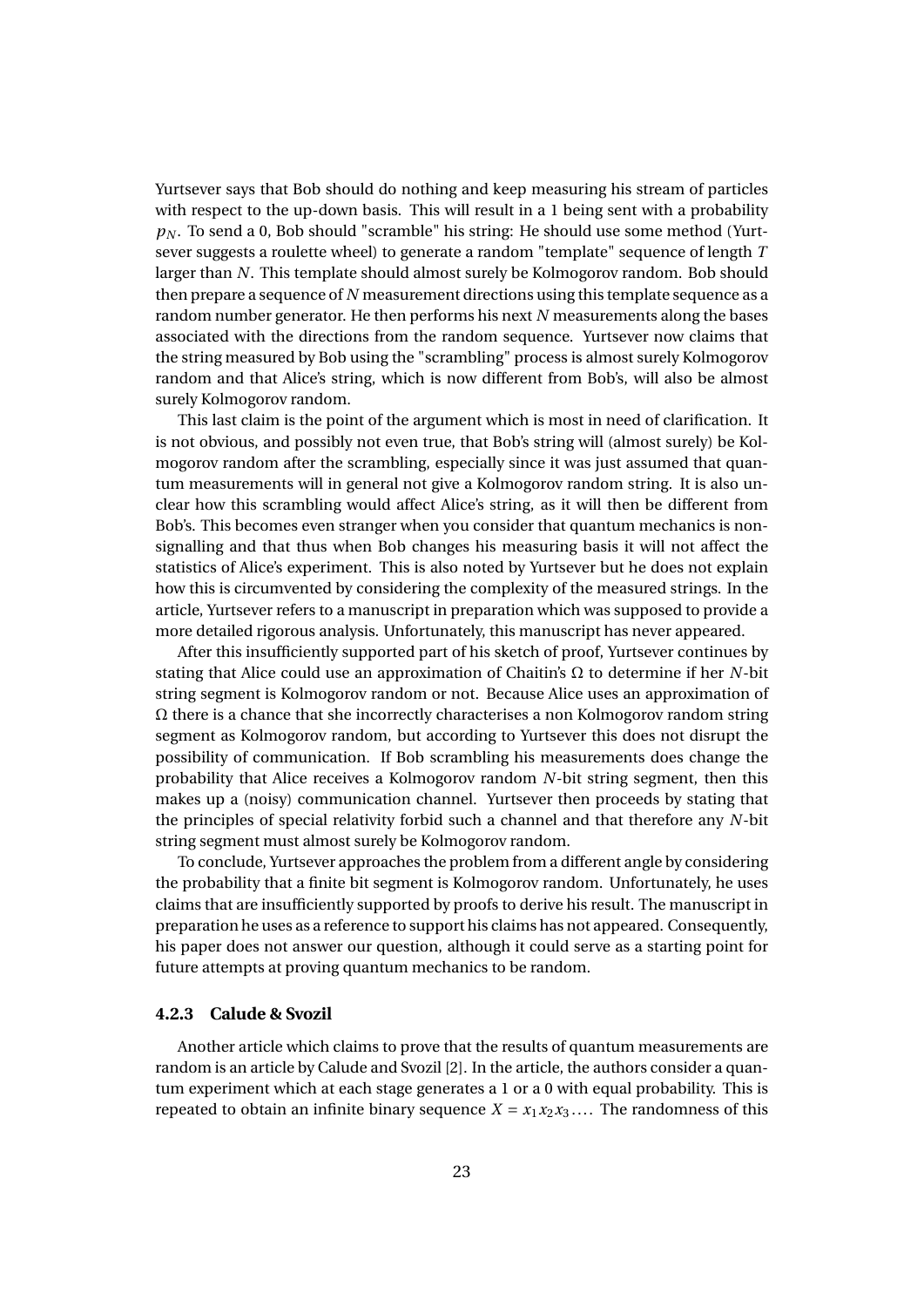Yurtsever says that Bob should do nothing and keep measuring his stream of particles with respect to the up-down basis. This will result in a 1 being sent with a probability $p_N$. To send a 0, Bob should "scramble" his string: He should use some method (Yurtsever suggests a roulette wheel) to generate a random "template" sequence of length $T$ larger than $N$. This template should almost surely be Kolmogorov random. Bob should then prepare a sequence of $N$ measurement directions using this template sequence as a random number generator. He then performs his next $N$ measurements along the bases associated with the directions from the random sequence. Yurtsever now claims that the string measured by Bob using the "scrambling" process is almost surely Kolmogorov random and that Alice's string, which is now different from Bob's, will also be almost surely Kolmogorov random.

This last claim is the point of the argument which is most in need of clarification. It is not obvious, and possibly not even true, that Bob's string will (almost surely) be Kolmogorov random after the scrambling, especially since it was just assumed that quantum measurements will in general not give a Kolmogorov random string. It is also unclear how this scrambling would affect Alice's string, as it will then be different from Bob's. This becomes even stranger when you consider that quantum mechanics is non-signalling and that thus when Bob changes his measuring basis it will not affect the statistics of Alice's experiment. This is also noted by Yurtsever but he does not explain how this is circumvented by considering the complexity of the measured strings. In the article, Yurtsever refers to a manuscript in preparation which was supposed to provide a more detailed rigorous analysis. Unfortunately, this manuscript has never appeared.

After this insufficiently supported part of his sketch of proof, Yurtsever continues by stating that Alice could use an approximation of Chaitin's $\Omega$ to determine if her $N$-bit string segment is Kolmogorov random or not. Because Alice uses an approximation of $\Omega$ there is a chance that she incorrectly characterises a non Kolmogorov random string segment as Kolmogorov random, but according to Yurtsever this does not disrupt the possibility of communication. If Bob scrambling his measurements does change the probability that Alice receives a Kolmogorov random $N$-bit string segment, then this makes up a (noisy) communication channel. Yurtsever then proceeds by stating that the principles of special relativity forbid such a channel and that therefore any $N$-bit string segment must almost surely be Kolmogorov random.

To conclude, Yurtsever approaches the problem from a different angle by considering the probability that a finite bit segment is Kolmogorov random. Unfortunately, he uses claims that are insufficiently supported by proofs to derive his result. The manuscript in preparation he uses as a reference to support his claims has not appeared. Consequently, his paper does not answer our question, although it could serve as a starting point for future attempts at proving quantum mechanics to be random.

### 4.2.3 Calude & Svozil

Another article which claims to prove that the results of quantum measurements are random is an article by Calude and Svozil [2]. In the article, the authors consider a quantum experiment which at each stage generates a 1 or a 0 with equal probability. This is repeated to obtain an infinite binary sequence $X = x_1x_2x_3\dots$. The randomness of this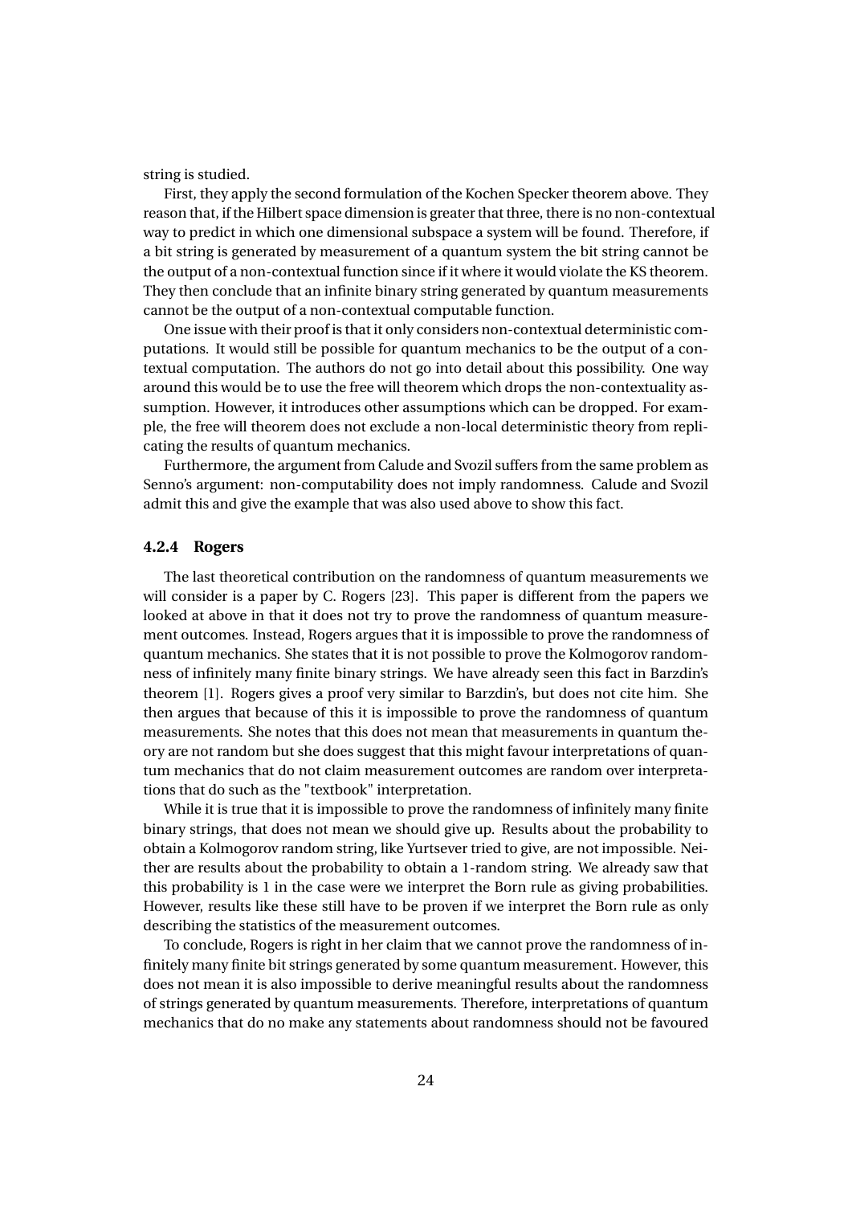string is studied.

First, they apply the second formulation of the Kochen Specker theorem above. They reason that, if the Hilbert space dimension is greater that three, there is no non-contextual way to predict in which one dimensional subspace a system will be found. Therefore, if a bit string is generated by measurement of a quantum system the bit string cannot be the output of a non-contextual function since if it where it would violate the KS theorem. They then conclude that an infinite binary string generated by quantum measurements cannot be the output of a non-contextual computable function.

One issue with their proof is that it only considers non-contextual deterministic computations. It would still be possible for quantum mechanics to be the output of a contextual computation. The authors do not go into detail about this possibility. One way around this would be to use the free will theorem which drops the non-contextuality assumption. However, it introduces other assumptions which can be dropped. For example, the free will theorem does not exclude a non-local deterministic theory from replicating the results of quantum mechanics.

Furthermore, the argument from Calude and Svozil suffers from the same problem as Senno's argument: non-computability does not imply randomness. Calude and Svozil admit this and give the example that was also used above to show this fact.

### 4.2.4 Rogers

The last theoretical contribution on the randomness of quantum measurements we will consider is a paper by C. Rogers [23]. This paper is different from the papers we looked at above in that it does not try to prove the randomness of quantum measurement outcomes. Instead, Rogers argues that it is impossible to prove the randomness of quantum mechanics. She states that it is not possible to prove the Kolmogorov randomness of infinitely many finite binary strings. We have already seen this fact in Barzdin's theorem [1]. Rogers gives a proof very similar to Barzdin's, but does not cite him. She then argues that because of this it is impossible to prove the randomness of quantum measurements. She notes that this does not mean that measurements in quantum theory are not random but she does suggest that this might favour interpretations of quantum mechanics that do not claim measurement outcomes are random over interpretations that do such as the "textbook" interpretation.

While it is true that it is impossible to prove the randomness of infinitely many finite binary strings, that does not mean we should give up. Results about the probability to obtain a Kolmogorov random string, like Yurtsever tried to give, are not impossible. Neither are results about the probability to obtain a 1-random string. We already saw that this probability is 1 in the case were we interpret the Born rule as giving probabilities. However, results like these still have to be proven if we interpret the Born rule as only describing the statistics of the measurement outcomes.

To conclude, Rogers is right in her claim that we cannot prove the randomness of infinitely many finite bit strings generated by some quantum measurement. However, this does not mean it is also impossible to derive meaningful results about the randomness of strings generated by quantum measurements. Therefore, interpretations of quantum mechanics that do no make any statements about randomness should not be favoured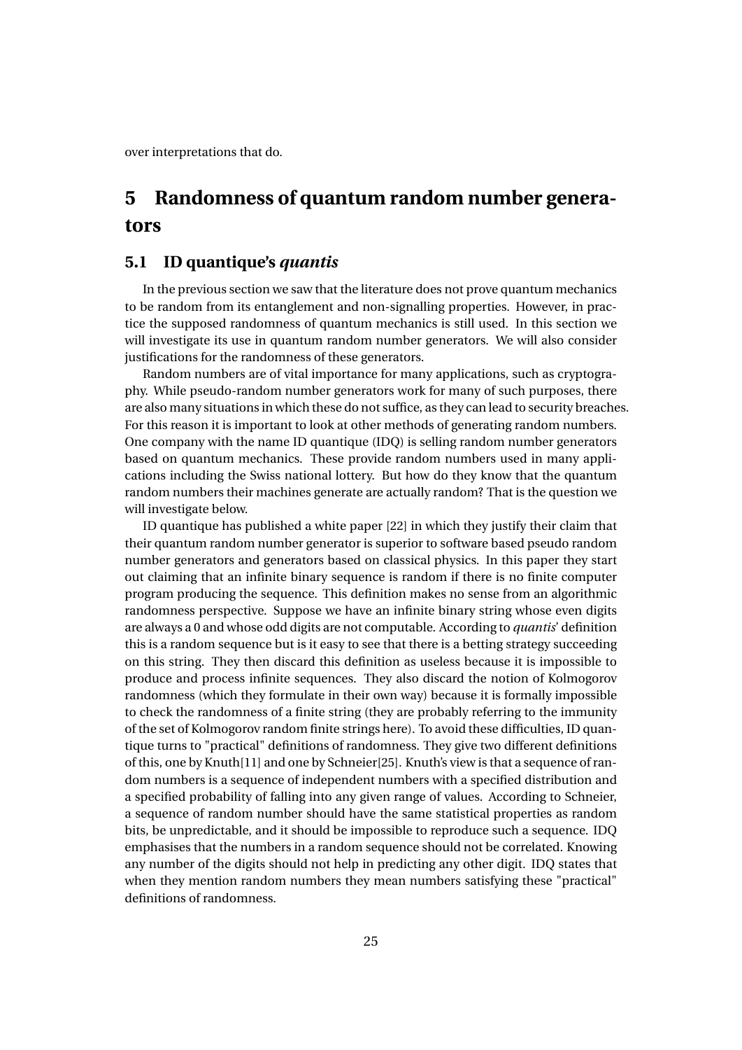over interpretations that do.

# 5 Randomness of quantum random number generators

## 5.1 ID quantique's *quantis*

In the previous section we saw that the literature does not prove quantum mechanics to be random from its entanglement and non-signalling properties. However, in practice the supposed randomness of quantum mechanics is still used. In this section we will investigate its use in quantum random number generators. We will also consider justifications for the randomness of these generators.

Random numbers are of vital importance for many applications, such as cryptography. While pseudo-random number generators work for many of such purposes, there are also many situations in which these do not suffice, as they can lead to security breaches. For this reason it is important to look at other methods of generating random numbers. One company with the name ID quantique (IDQ) is selling random number generators based on quantum mechanics. These provide random numbers used in many applications including the Swiss national lottery. But how do they know that the quantum random numbers their machines generate are actually random? That is the question we will investigate below.

ID quantique has published a white paper [22] in which they justify their claim that their quantum random number generator is superior to software based pseudo random number generators and generators based on classical physics. In this paper they start out claiming that an infinite binary sequence is random if there is no finite computer program producing the sequence. This definition makes no sense from an algorithmic randomness perspective. Suppose we have an infinite binary string whose even digits are always a 0 and whose odd digits are not computable. According to *quantis*' definition this is a random sequence but is it easy to see that there is a betting strategy succeeding on this string. They then discard this definition as useless because it is impossible to produce and process infinite sequences. They also discard the notion of Kolmogorov randomness (which they formulate in their own way) because it is formally impossible to check the randomness of a finite string (they are probably referring to the immunity of the set of Kolmogorov random finite strings here). To avoid these difficulties, ID quantique turns to "practical" definitions of randomness. They give two different definitions of this, one by Knuth[11] and one by Schneier[25]. Knuth's view is that a sequence of random numbers is a sequence of independent numbers with a specified distribution and a specified probability of falling into any given range of values. According to Schneier, a sequence of random number should have the same statistical properties as random bits, be unpredictable, and it should be impossible to reproduce such a sequence. IDQ emphasises that the numbers in a random sequence should not be correlated. Knowing any number of the digits should not help in predicting any other digit. IDQ states that when they mention random numbers they mean numbers satisfying these "practical" definitions of randomness.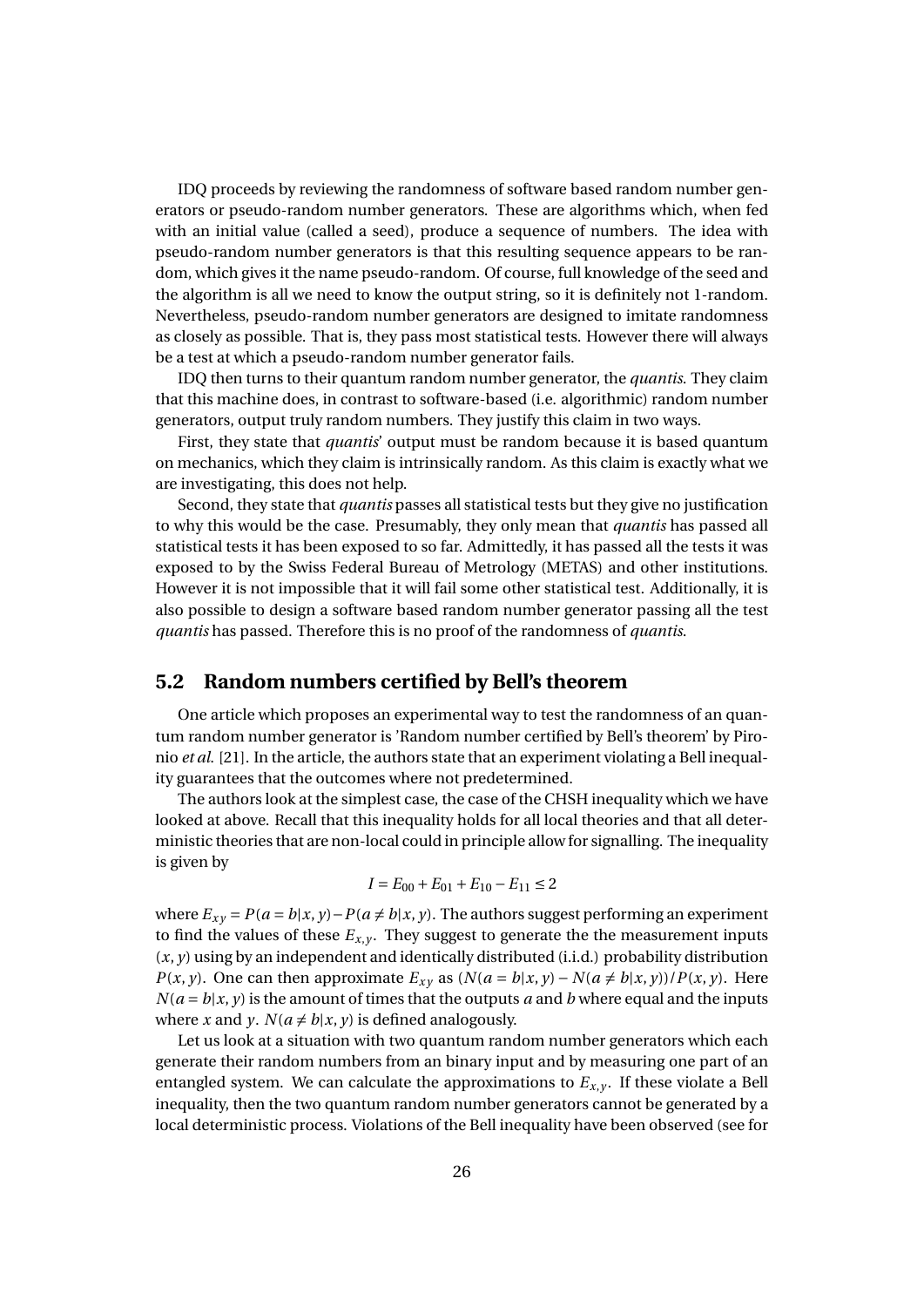IDQ proceeds by reviewing the randomness of software based random number generators or pseudo-random number generators. These are algorithms which, when fed with an initial value (called a seed), produce a sequence of numbers. The idea with pseudo-random number generators is that this resulting sequence appears to be random, which gives it the name pseudo-random. Of course, full knowledge of the seed and the algorithm is all we need to know the output string, so it is definitely not 1-random. Nevertheless, pseudo-random number generators are designed to imitate randomness as closely as possible. That is, they pass most statistical tests. However there will always be a test at which a pseudo-random number generator fails.

IDQ then turns to their quantum random number generator, the *quantis*. They claim that this machine does, in contrast to software-based (i.e. algorithmic) random number generators, output truly random numbers. They justify this claim in two ways.

First, they state that *quantis*' output must be random because it is based quantum on mechanics, which they claim is intrinsically random. As this claim is exactly what we are investigating, this does not help.

Second, they state that *quantis* passes all statistical tests but they give no justification to why this would be the case. Presumably, they only mean that *quantis* has passed all statistical tests it has been exposed to so far. Admittedly, it has passed all the tests it was exposed to by the Swiss Federal Bureau of Metrology (METAS) and other institutions. However it is not impossible that it will fail some other statistical test. Additionally, it is also possible to design a software based random number generator passing all the test *quantis* has passed. Therefore this is no proof of the randomness of *quantis*.

## 5.2 Random numbers certified by Bell's theorem

One article which proposes an experimental way to test the randomness of an quantum random number generator is 'Random number certified by Bell's theorem' by Pironio *et al.* [21]. In the article, the authors state that an experiment violating a Bell inequality guarantees that the outcomes where not predetermined.

The authors look at the simplest case, the case of the CHSH inequality which we have looked at above. Recall that this inequality holds for all local theories and that all deterministic theories that are non-local could in principle allow for signalling. The inequality is given by

$$I = E_{00} + E_{01} + E_{10} - E_{11} \leq 2$$

where $E_{xy} = P(a = b|x, y) - P(a \neq b|x, y)$. The authors suggest performing an experiment to find the values of these $E_{x,y}$. They suggest to generate the the measurement inputs $(x, y)$ using by an independent and identically distributed (i.i.d.) probability distribution $P(x, y)$. One can then approximate $E_{xy}$ as $(N(a = b|x, y) - N(a \neq b|x, y))/P(x, y)$. Here $N(a = b|x, y)$ is the amount of times that the outputs $a$ and $b$ where equal and the inputs where $x$ and $y$. $N(a \neq b|x, y)$ is defined analogously.

Let us look at a situation with two quantum random number generators which each generate their random numbers from an binary input and by measuring one part of an entangled system. We can calculate the approximations to $E_{x,y}$. If these violate a Bell inequality, then the two quantum random number generators cannot be generated by a local deterministic process. Violations of the Bell inequality have been observed (see for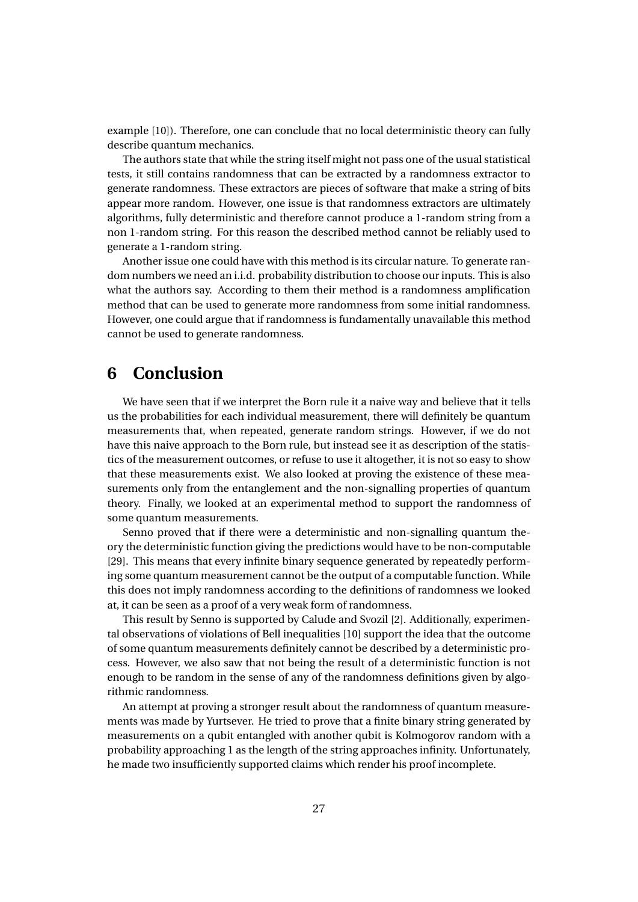example [10]). Therefore, one can conclude that no local deterministic theory can fully describe quantum mechanics.

The authors state that while the string itself might not pass one of the usual statistical tests, it still contains randomness that can be extracted by a randomness extractor to generate randomness. These extractors are pieces of software that make a string of bits appear more random. However, one issue is that randomness extractors are ultimately algorithms, fully deterministic and therefore cannot produce a 1-random string from a non 1-random string. For this reason the described method cannot be reliably used to generate a 1-random string.

Another issue one could have with this method is its circular nature. To generate random numbers we need an i.i.d. probability distribution to choose our inputs. This is also what the authors say. According to them their method is a randomness amplification method that can be used to generate more randomness from some initial randomness. However, one could argue that if randomness is fundamentally unavailable this method cannot be used to generate randomness.

# 6 Conclusion

We have seen that if we interpret the Born rule it a naive way and believe that it tells us the probabilities for each individual measurement, there will definitely be quantum measurements that, when repeated, generate random strings. However, if we do not have this naive approach to the Born rule, but instead see it as description of the statistics of the measurement outcomes, or refuse to use it altogether, it is not so easy to show that these measurements exist. We also looked at proving the existence of these measurements only from the entanglement and the non-signalling properties of quantum theory. Finally, we looked at an experimental method to support the randomness of some quantum measurements.

Senno proved that if there were a deterministic and non-signalling quantum theory the deterministic function giving the predictions would have to be non-computable [29]. This means that every infinite binary sequence generated by repeatedly performing some quantum measurement cannot be the output of a computable function. While this does not imply randomness according to the definitions of randomness we looked at, it can be seen as a proof of a very weak form of randomness.

This result by Senno is supported by Calude and Svozil [2]. Additionally, experimental observations of violations of Bell inequalities [10] support the idea that the outcome of some quantum measurements definitely cannot be described by a deterministic process. However, we also saw that not being the result of a deterministic function is not enough to be random in the sense of any of the randomness definitions given by algorithmic randomness.

An attempt at proving a stronger result about the randomness of quantum measurements was made by Yurtsever. He tried to prove that a finite binary string generated by measurements on a qubit entangled with another qubit is Kolmogorov random with a probability approaching 1 as the length of the string approaches infinity. Unfortunately, he made two insufficiently supported claims which render his proof incomplete.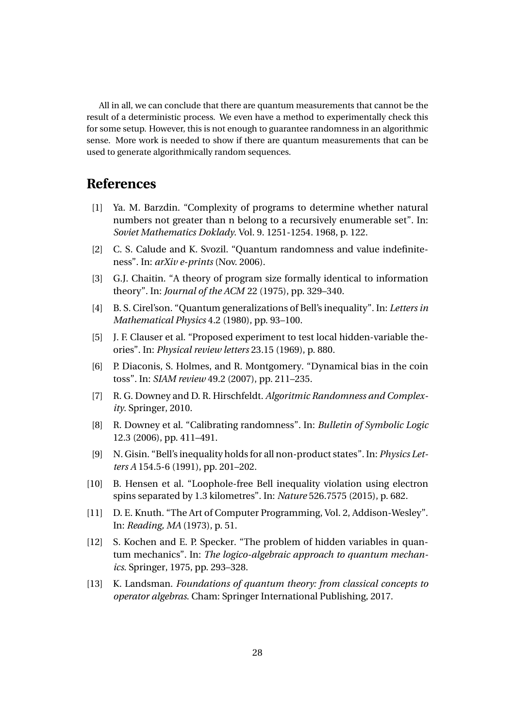All in all, we can conclude that there are quantum measurements that cannot be the result of a deterministic process. We even have a method to experimentally check this for some setup. However, this is not enough to guarantee randomness in an algorithmic sense. More work is needed to show if there are quantum measurements that can be used to generate algorithmically random sequences.

# References

[1] Ya. M. Barzdin. "Complexity of programs to determine whether natural numbers not greater than n belong to a recursively enumerable set". In: *Soviet Mathematics Doklady*. Vol. 9. 1251-1254. 1968, p. 122.

[2] C. S. Calude and K. Svozil. "Quantum randomness and value indefiniteness". In: *arXiv e-prints* (Nov. 2006).

[3] G.J. Chaitin. "A theory of program size formally identical to information theory". In: *Journal of the ACM* 22 (1975), pp. 329–340.

[4] B. S. Cirel'son. "Quantum generalizations of Bell's inequality". In: *Letters in Mathematical Physics* 4.2 (1980), pp. 93–100.

[5] J. F. Clauser et al. "Proposed experiment to test local hidden-variable theories". In: *Physical review letters* 23.15 (1969), p. 880.

[6] P. Diaconis, S. Holmes, and R. Montgomery. "Dynamical bias in the coin toss". In: *SIAM review* 49.2 (2007), pp. 211–235.

[7] R. G. Downey and D. R. Hirschfeldt. *Algoritmic Randomness and Complexity*. Springer, 2010.

[8] R. Downey et al. "Calibrating randomness". In: *Bulletin of Symbolic Logic* 12.3 (2006), pp. 411–491.

[9] N. Gisin. "Bell's inequality holds for all non-product states". In: *Physics Letters A* 154.5-6 (1991), pp. 201–202.

[10] B. Hensen et al. "Loophole-free Bell inequality violation using electron spins separated by 1.3 kilometres". In: *Nature* 526.7575 (2015), p. 682.

[11] D. E. Knuth. "The Art of Computer Programming, Vol. 2, Addison-Wesley". In: *Reading, MA* (1973), p. 51.

[12] S. Kochen and E. P. Specker. "The problem of hidden variables in quantum mechanics". In: *The logico-algebraic approach to quantum mechanics*. Springer, 1975, pp. 293–328.

[13] K. Landsman. *Foundations of quantum theory: from classical concepts to operator algebras*. Cham: Springer International Publishing, 2017.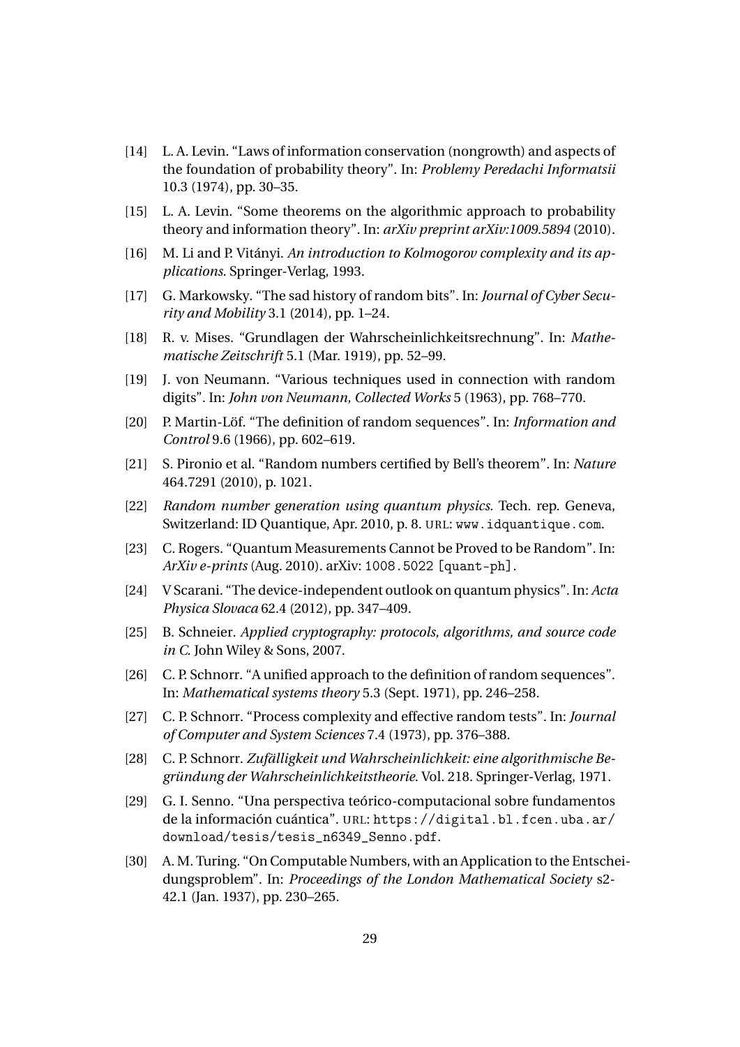[14] L. A. Levin. "Laws of information conservation (nongrowth) and aspects of the foundation of probability theory". In: *Problemy Peredachi Informatsii* 10.3 (1974), pp. 30–35.

[15] L. A. Levin. "Some theorems on the algorithmic approach to probability theory and information theory". In: *arXiv preprint arXiv:1009.5894* (2010).

[16] M. Li and P. Vitányi. *An introduction to Kolmogorov complexity and its applications*. Springer-Verlag, 1993.

[17] G. Markowsky. "The sad history of random bits". In: *Journal of Cyber Security and Mobility* 3.1 (2014), pp. 1–24.

[18] R. v. Mises. "Grundlagen der Wahrscheinlichkeitsrechnung". In: *Mathematische Zeitschrift* 5.1 (Mar. 1919), pp. 52–99.

[19] J. von Neumann. "Various techniques used in connection with random digits". In: *John von Neumann, Collected Works* 5 (1963), pp. 768–770.

[20] P. Martin-Löf. "The definition of random sequences". In: *Information and Control* 9.6 (1966), pp. 602–619.

[21] S. Pironio et al. "Random numbers certified by Bell's theorem". In: *Nature* 464.7291 (2010), p. 1021.

[22] *Random number generation using quantum physics*. Tech. rep. Geneva, Switzerland: ID Quantique, Apr. 2010, p. 8. URL: www.idquantique.com.

[23] C. Rogers. "Quantum Measurements Cannot be Proved to be Random". In: *ArXiv e-prints* (Aug. 2010). arXiv: 1008.5022 [quant-ph].

[24] V Scarani. "The device-independent outlook on quantum physics". In: *Acta Physica Slovaca* 62.4 (2012), pp. 347–409.

[25] B. Schneier. *Applied cryptography: protocols, algorithms, and source code in C*. John Wiley & Sons, 2007.

[26] C. P. Schnorr. "A unified approach to the definition of random sequences". In: *Mathematical systems theory* 5.3 (Sept. 1971), pp. 246–258.

[27] C. P. Schnorr. "Process complexity and effective random tests". In: *Journal of Computer and System Sciences* 7.4 (1973), pp. 376–388.

[28] C. P. Schnorr. *Zufälligkeit und Wahrscheinlichkeit: eine algorithmische Begründung der Wahrscheinlichkeitstheorie*. Vol. 218. Springer-Verlag, 1971.

[29] G. I. Senno. "Una perspectiva teórico-computacional sobre fundamentos de la información cuántica". URL: https://digital.bl.fcen.uba.ar/download/tesis/tesis_n6349_Senno.pdf.

[30] A. M. Turing. "On Computable Numbers, with an Application to the Entscheidungsproblem". In: *Proceedings of the London Mathematical Society* s2-42.1 (Jan. 1937), pp. 230–265.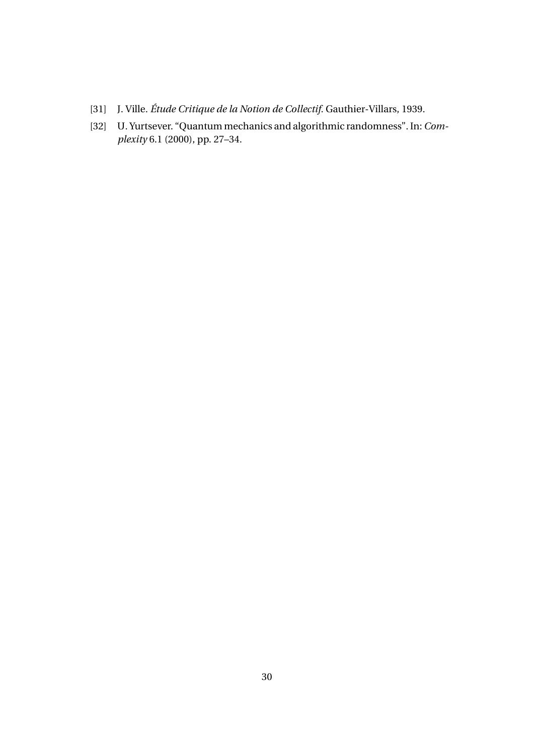[31] J. Ville. *Étude Critique de la Notion de Collectif*. Gauthier-Villars, 1939.

[32] U. Yurtsever. "Quantum mechanics and algorithmic randomness". In: *Complexity* 6.1 (2000), pp. 27–34.